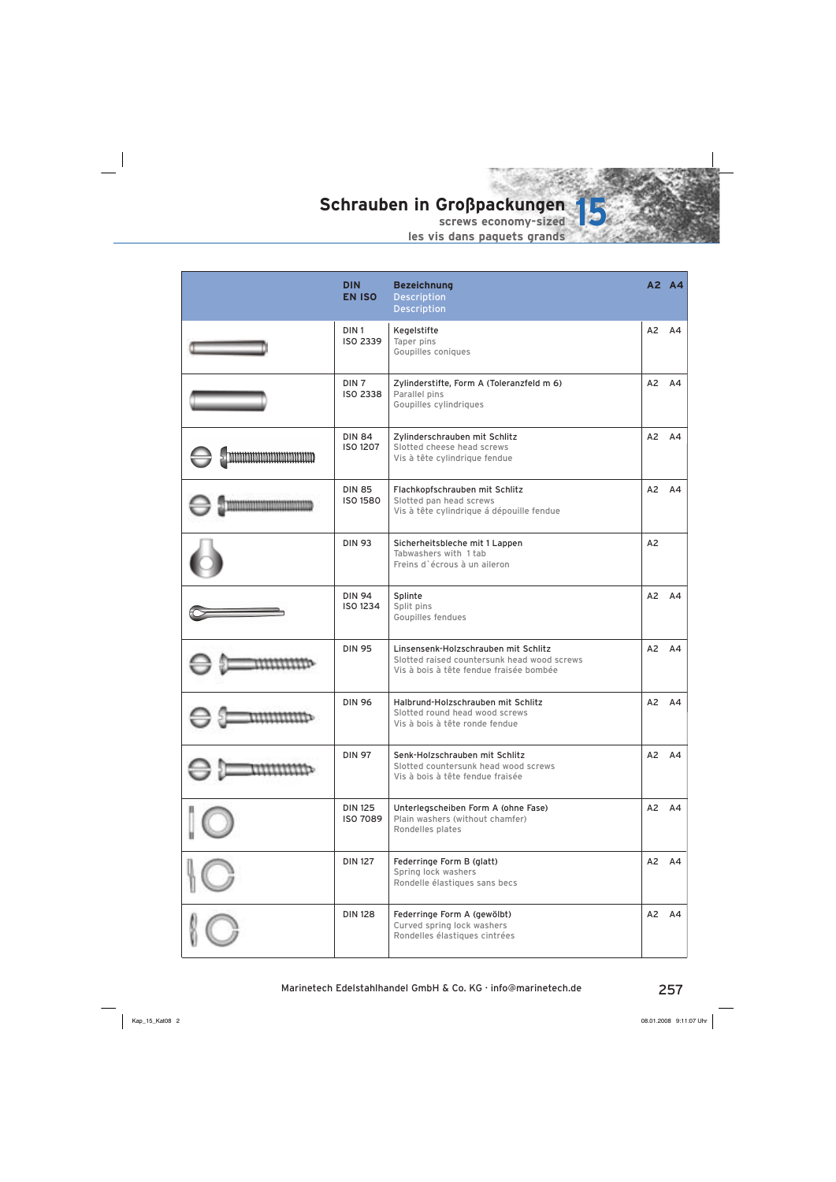# Schrauben in Großpackungen 15

screws economy-sized

les vis dans paquets grands

| | DIN<br>EN ISO | Bezeichnung<br>Description<br>Description | A2 | A4 |
|---|---|---|---|---|
| | DIN 1<br>ISO 2339 | Kegelstifte<br>Taper pins<br>Goupilles coniques | A2 | A4 |
| | DIN 7<br>ISO 2338 | Zylinderstifte, Form A (Toleranzfeld m 6)<br>Parallel pins<br>Goupilles cylindriques | A2 | A4 |
| | DIN 84<br>ISO 1207 | Zylinderschrauben mit Schlitz<br>Slotted cheese head screws<br>Vis à tête cylindrique fendue | A2 | A4 |
| | DIN 85<br>ISO 1580 | Flachkopfschrauben mit Schlitz<br>Slotted pan head screws<br>Vis à tête cylindrique á dépouille fendue | A2 | A4 |
| | DIN 93 | Sicherheitsbleche mit 1 Lappen<br>Tabwashers with 1 tab<br>Freins d´écrous à un aileron | A2 | |
| | DIN 94<br>ISO 1234 | Splinte<br>Split pins<br>Goupilles fendues | A2 | A4 |
| | DIN 95 | Linsensenk-Holzschrauben mit Schlitz<br>Slotted raised countersunk head wood screws<br>Vis à bois à tête fendue fraisée bombée | A2 | A4 |
| | DIN 96 | Halbrund-Holzschrauben mit Schlitz<br>Slotted round head wood screws<br>Vis à bois à tête ronde fendue | A2 | A4 |
| | DIN 97 | Senk-Holzschrauben mit Schlitz<br>Slotted countersunk head wood screws<br>Vis à bois à tête fendue fraisée | A2 | A4 |
| | DIN 125<br>ISO 7089 | Unterlegscheiben Form A (ohne Fase)<br>Plain washers (without chamfer)<br>Rondelles plates | A2 | A4 |
| | DIN 127 | Federringe Form B (glatt)<br>Spring lock washers<br>Rondelle élastiques sans becs | A2 | A4 |
| | DIN 128 | Federringe Form A (gewölbt)<br>Curved spring lock washers<br>Rondelles élastiques cintrées | A2 | A4 |

Marinetech Edelstahlhandel GmbH & Co. KG · info@marinetech.de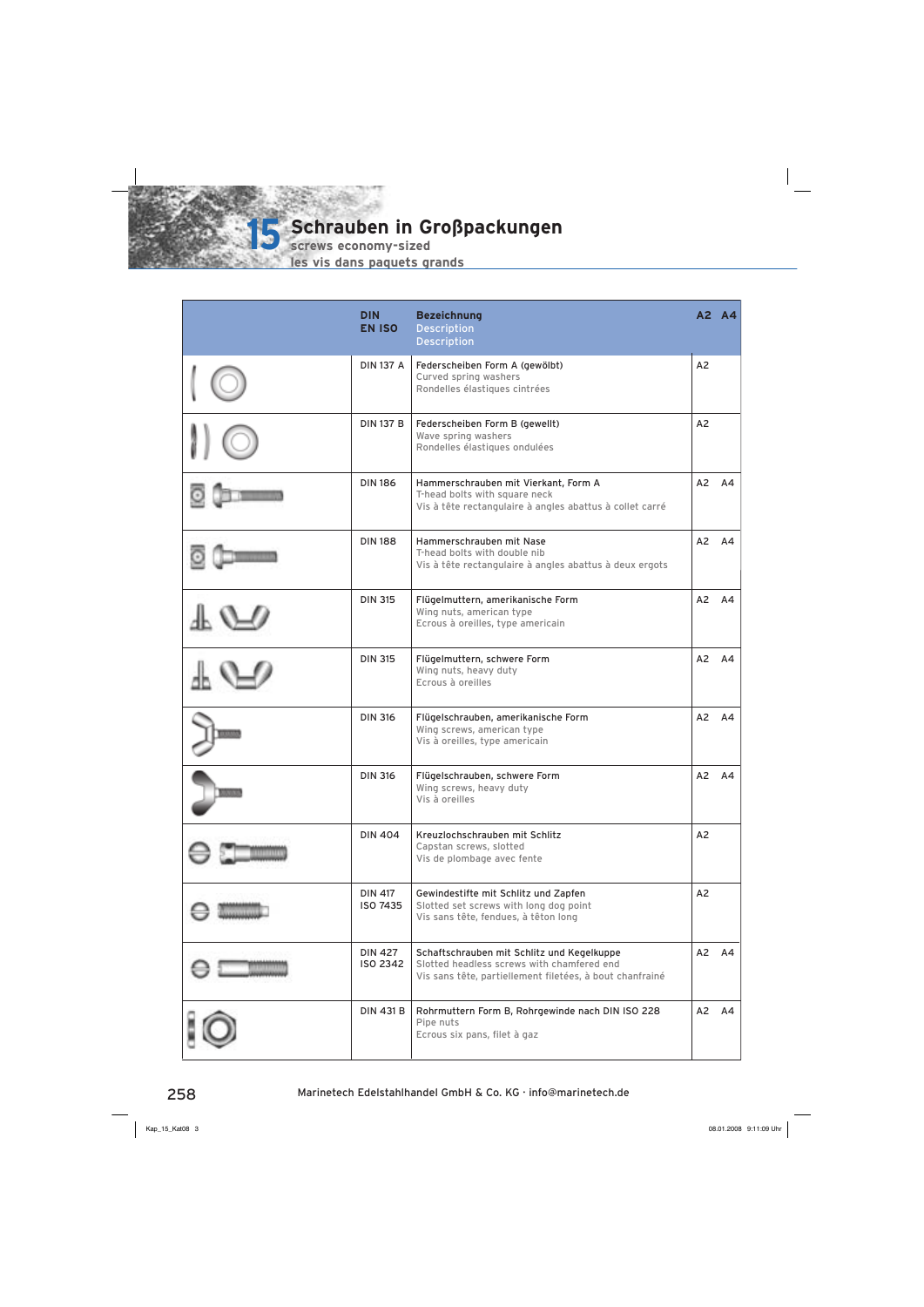# 15 Schrauben in Großpackungen

screws economy-sized

les vis dans paquets grands

| | DIN<br>EN ISO | Bezeichnung<br>Description<br>Description | A2 | A4 |
|---|---|---|---|---|
| | DIN 137 A | Federscheiben Form A (gewölbt)<br>Curved spring washers<br>Rondelles élastiques cintrées | A2 | |
| | DIN 137 B | Federscheiben Form B (gewellt)<br>Wave spring washers<br>Rondelles élastiques ondulées | A2 | |
| | DIN 186 | Hammerschrauben mit Vierkant, Form A<br>T-head bolts with square neck<br>Vis à tête rectangulaire à angles abattus à collet carré | A2 | A4 |
| | DIN 188 | Hammerschrauben mit Nase<br>T-head bolts with double nib<br>Vis à tête rectangulaire à angles abattus à deux ergots | A2 | A4 |
| | DIN 315 | Flügelmuttern, amerikanische Form<br>Wing nuts, american type<br>Ecrous à oreilles, type americain | A2 | A4 |
| | DIN 315 | Flügelmuttern, schwere Form<br>Wing nuts, heavy duty<br>Ecrous à oreilles | A2 | A4 |
| | DIN 316 | Flügelschrauben, amerikanische Form<br>Wing screws, american type<br>Vis à oreilles, type americain | A2 | A4 |
| | DIN 316 | Flügelschrauben, schwere Form<br>Wing screws, heavy duty<br>Vis à oreilles | A2 | A4 |
| | DIN 404 | Kreuzlochschrauben mit Schlitz<br>Capstan screws, slotted<br>Vis de plombage avec fente | A2 | |
| | DIN 417<br>ISO 7435 | Gewindestifte mit Schlitz und Zapfen<br>Slotted set screws with long dog point<br>Vis sans tête, fendues, à têton long | A2 | |
| | DIN 427<br>ISO 2342 | Schaftschrauben mit Schlitz und Kegelkuppe<br>Slotted headless screws with chamfered end<br>Vis sans tête, partiellement filetées, à bout chanfrainé | A2 | A4 |
| | DIN 431 B | Rohrmuttern Form B, Rohrgewinde nach DIN ISO 228<br>Pipe nuts<br>Ecrous six pans, filet à gaz | A2 | A4 |

Marinetech Edelstahlhandel GmbH & Co. KG · info@marinetech.de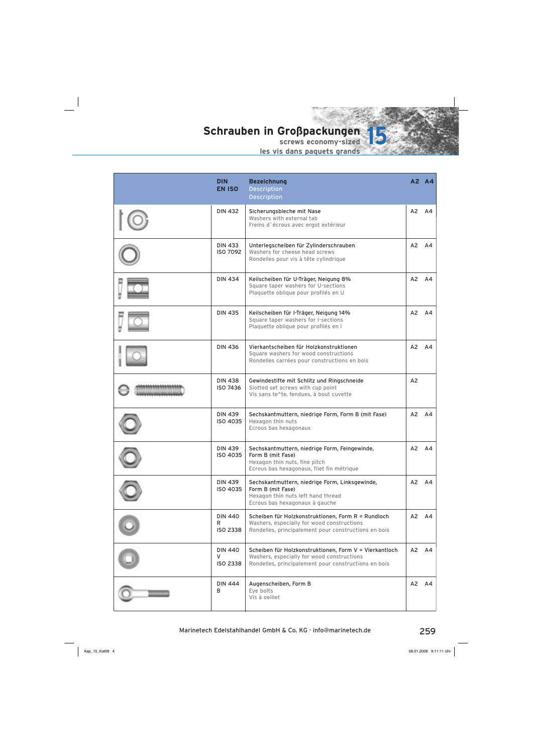# Schrauben in Großpackungen 15

screws economy-sized

les vis dans paquets grands

| | DIN<br>EN ISO | Bezeichnung<br>Description<br>Description | A2 | A4 |
|---|---|---|---|---|
| | DIN 432 | Sicherungsbleche mit Nase<br>Washers with external tab<br>Freins d`écrous avec ergot extérieur | A2 | A4 |
| | DIN 433<br>ISO 7092 | Unterlegscheiben für Zylinderschrauben<br>Washers for cheese head screws<br>Rondelles pour vis à tête cylindrique | A2 | A4 |
| | DIN 434 | Keilscheiben für U-Träger, Neigung 8%<br>Square taper washers for U-sections<br>Plaquette oblique pour profilés en U | A2 | A4 |
| | DIN 435 | Keilscheiben für I-Träger, Neigung 14%<br>Square taper washers for I-sections<br>Plaquette oblique pour profilés en I | A2 | A4 |
| | DIN 436 | Vierkantscheiben für Holzkonstruktionen<br>Square washers for wood constructions<br>Rondelles carrées pour constructions en bois | A2 | A4 |
| | DIN 438<br>ISO 7436 | Gewindestifte mit Schlitz und Ringschneide<br>Slotted set screws with cup point<br>Vis sans te^te, fendues, à bout cuvette | A2 | |
| | DIN 439<br>ISO 4035 | Sechskantmuttern, niedrige Form, Form B (mit Fase)<br>Hexagon thin nuts<br>Ecrous bas hexagonaux | A2 | A4 |
| | DIN 439<br>ISO 4035 | Sechskantmuttern, niedrige Form, Feingewinde, Form B (mit Fase)<br>Hexagon thin nuts, fine pitch<br>Ecrous bas hexagonaux, filet fin métrique | A2 | A4 |
| | DIN 439<br>ISO 4035 | Sechskantmuttern, niedrige Form, Linksgewinde, Form B (mit Fase)<br>Hexagon thin nuts left hand thread<br>Ecrous bas hexagonaux à gauche | A2 | A4 |
| | DIN 440<br>R<br>ISO 2338 | Scheiben für Holzkonstruktionen, Form R = Rundloch<br>Washers, especially for wood constructions<br>Rondelles, principalement pour constructions en bois | A2 | A4 |
| | DIN 440<br>V<br>ISO 2338 | Scheiben für Holzkonstruktionen, Form V = Vierkantloch<br>Washers, especially for wood constructions<br>Rondelles, principalement pour constructions en bois | A2 | A4 |
| | DIN 444<br>B | Augenscheiben, Form B<br>Eye bolts<br>Vis à oeillet | A2 | A4 |

Marinetech Edelstahlhandel GmbH & Co. KG · info@marinetech.de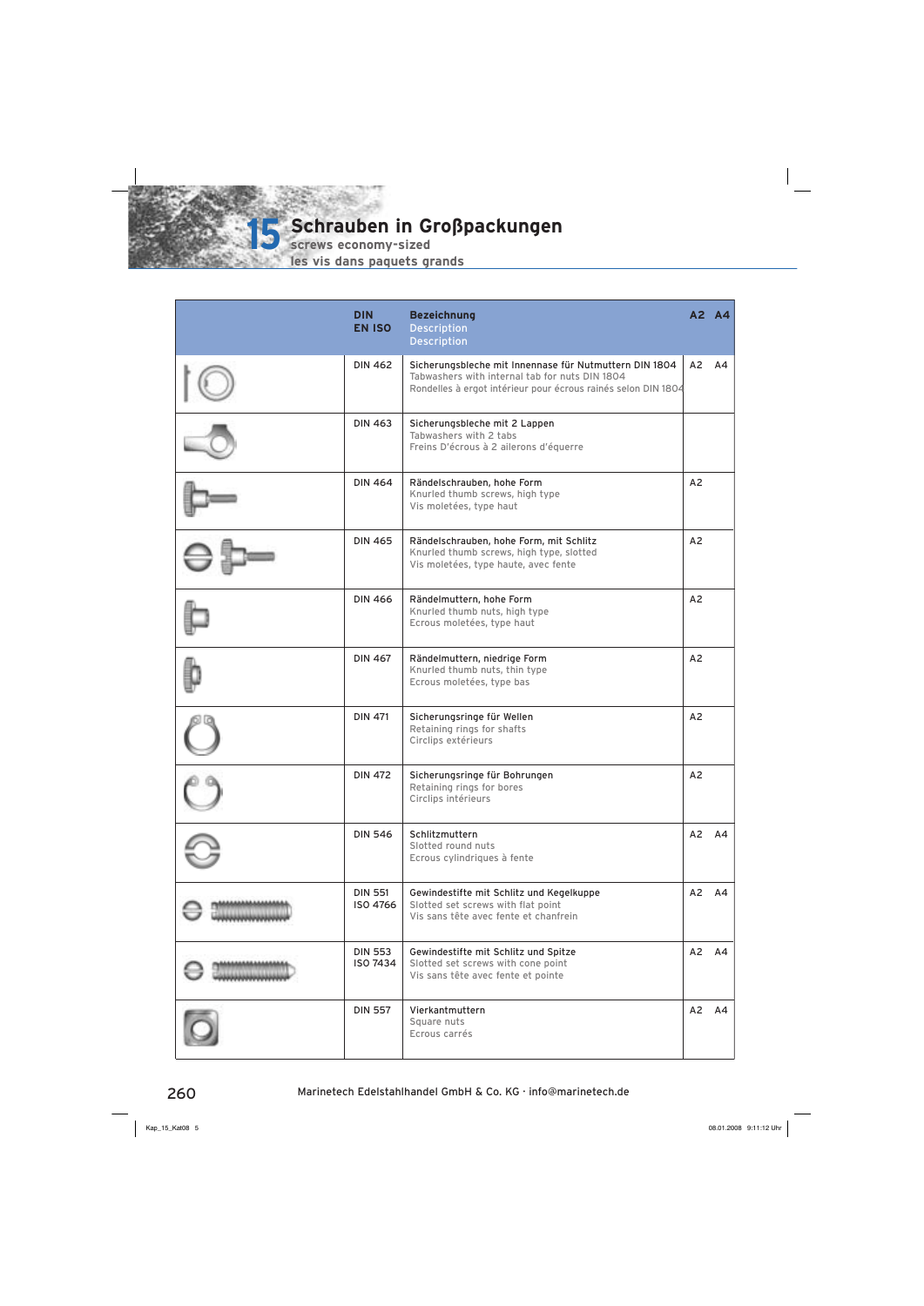# 15 Schrauben in Großpackungen

screws economy-sized

les vis dans paquets grands

| | DIN<br>EN ISO | Bezeichnung<br>Description<br>Description | A2 | A4 |
|---|---|---|---|---|
| | DIN 462 | Sicherungsbleche mit Innennase für Nutmuttern DIN 1804<br>Tabwashers with internal tab for nuts DIN 1804<br>Rondelles à ergot intérieur pour écrous rainés selon DIN 1804 | A2 | A4 |
| | DIN 463 | Sicherungsbleche mit 2 Lappen<br>Tabwashers with 2 tabs<br>Freins D'écrous à 2 ailerons d'équerre | | |
| | DIN 464 | Rändelschrauben, hohe Form<br>Knurled thumb screws, high type<br>Vis moletées, type haut | A2 | |
| | DIN 465 | Rändelschrauben, hohe Form, mit Schlitz<br>Knurled thumb screws, high type, slotted<br>Vis moletées, type haute, avec fente | A2 | |
| | DIN 466 | Rändelmuttern, hohe Form<br>Knurled thumb nuts, high type<br>Ecrous moletées, type haut | A2 | |
| | DIN 467 | Rändelmuttern, niedrige Form<br>Knurled thumb nuts, thin type<br>Ecrous moletées, type bas | A2 | |
| | DIN 471 | Sicherungsringe für Wellen<br>Retaining rings for shafts<br>Circlips extérieurs | A2 | |
| | DIN 472 | Sicherungsringe für Bohrungen<br>Retaining rings for bores<br>Circlips intérieurs | A2 | |
| | DIN 546 | Schlitzmuttern<br>Slotted round nuts<br>Ecrous cylindriques à fente | A2 | A4 |
| | DIN 551<br>ISO 4766 | Gewindestifte mit Schlitz und Kegelkuppe<br>Slotted set screws with flat point<br>Vis sans tête avec fente et chanfrein | A2 | A4 |
| | DIN 553<br>ISO 7434 | Gewindestifte mit Schlitz und Spitze<br>Slotted set screws with cone point<br>Vis sans tête avec fente et pointe | A2 | A4 |
| | DIN 557 | Vierkantmuttern<br>Square nuts<br>Ecrous carrés | A2 | A4 |

Marinetech Edelstahlhandel GmbH & Co. KG · info@marinetech.de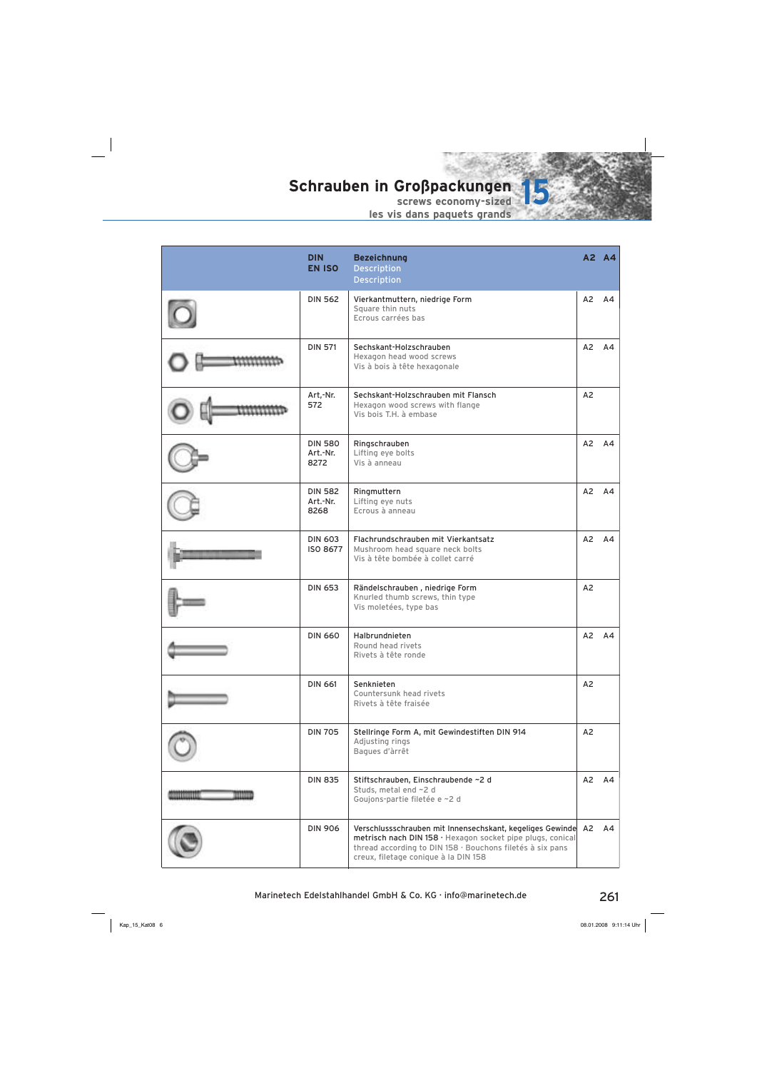# Schrauben in Großpackungen 15

screws economy-sized
les vis dans paquets grands

| | DIN<br>EN ISO | Bezeichnung<br>Description<br>Description | A2 | A4 |
|---|---|---|---|---|
| | DIN 562 | Vierkantmuttern, niedrige Form<br>Square thin nuts<br>Ecrous carrées bas | A2 | A4 |
| | DIN 571 | Sechskant-Holzschrauben<br>Hexagon head wood screws<br>Vis à bois à tête hexagonale | A2 | A4 |
| | Art,-Nr. 572 | Sechskant-Holzschrauben mit Flansch<br>Hexagon wood screws with flange<br>Vis bois T.H. à embase | A2 | |
| | DIN 580<br>Art.-Nr. 8272 | Ringschrauben<br>Lifting eye bolts<br>Vis à anneau | A2 | A4 |
| | DIN 582<br>Art.-Nr. 8268 | Ringmuttern<br>Lifting eye nuts<br>Ecrous à anneau | A2 | A4 |
| | DIN 603<br>ISO 8677 | Flachrundschrauben mit Vierkantsatz<br>Mushroom head square neck bolts<br>Vis à tête bombée à collet carré | A2 | A4 |
| | DIN 653 | Rändelschrauben , niedrige Form<br>Knurled thumb screws, thin type<br>Vis moletées, type bas | A2 | |
| | DIN 660 | Halbrundnieten<br>Round head rivets<br>Rivets à tête ronde | A2 | A4 |
| | DIN 661 | Senknieten<br>Countersunk head rivets<br>Rivets à tête fraisée | A2 | |
| | DIN 705 | Stellringe Form A, mit Gewindestiften DIN 914<br>Adjusting rings<br>Bagues d'ärrêt | A2 | |
| | DIN 835 | Stiftschrauben, Einschraubende ~2 d<br>Studs, metal end ~2 d<br>Goujons-partie filetée e ~2 d | A2 | A4 |
| | DIN 906 | Verschlussschrauben mit Innensechskant, kegeliges Gewinde metrisch nach DIN 158 · Hexagon socket pipe plugs, conical thread according to DIN 158 · Bouchons filetés à six pans creux, filetage conique à la DIN 158 | A2 | A4 |

Marinetech Edelstahlhandel GmbH & Co. KG · info@marinetech.de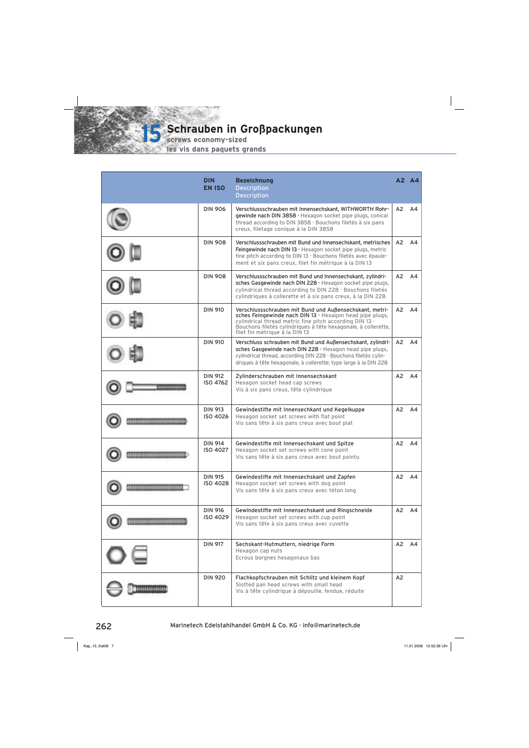# 15 Schrauben in Großpackungen

**screws economy-sized**

**les vis dans paquets grands**

| | DIN<br>EN ISO | Bezeichnung<br>Description<br>Description | A2 | A4 |
|---|---|---|---|---|
| | DIN 906 | Verschlussschrauben mit Innensechskant, WITHWORTH Rohrgewinde nach DIN 3858 · Hexagon socket pipe plugs, conical thread according to DIN 3858 · Bouchons filetés à six pans creux, filetage conique à la DIN 3858 | A2 | A4 |
| | DIN 908 | Verschlussschrauben mit Bund und Innensechskant, metrisches Feingewinde nach DIN 13 · Hexagon socket pipe plugs, metric fine pitch according to DIN 13 · Bouchons filetés avec épaulement et six pans creux, filet fin métrique à la DIN 13 | A2 | A4 |
| | DIN 908 | Verschlussschrauben mit Bund und Innensechskant, zylindrisches Gasgewinde nach DIN 228 · Hexagon socket pipe plugs, cylindrical thread according to DIN 228 · Bouchons filetés cylindriques à collerette et à six pans creux, à la DIN 228 | A2 | A4 |
| | DIN 910 | Verschlussschrauben mit Bund und Außensechskant, metrisches Feingewinde nach DIN 13 · Hexagon head pipe plugs, cylindrical thread metric fine pitch according DIN 13 · Bouchons filetés cylindriques à tête hexagonale, à collerette, filet fin métrique à la DIN 13 | A2 | A4 |
| | DIN 910 | Verschluss schrauben mit Bund und Außensechskant, zylindrisches Gasgewinde nach DIN 228 · Hexagon head pipe plugs, cylindrical thread, according DIN 228 · Bouchons filetés cylindriques à tête hexagonale, à collerette; type large à la DIN 228 | A2 | A4 |
| | DIN 912<br>ISO 4762 | Zylinderschrauben mit Innensechskant<br>Hexagon socket head cap screws<br>Vis à six pans creux, tête cylindrique | A2 | A4 |
| | DIN 913<br>ISO 4026 | Gewindestifte mit Innensechkant und Kegelkuppe<br>Hexagon socket set screws with flat point<br>Vis sans tête à six pans creux avec bout plat | A2 | A4 |
| | DIN 914<br>ISO 4027 | Gewindestifte mit Innensechskant und Spitze<br>Hexagon socket set screws with cone point<br>Vis sans tête à six pans creux avec bout pointu | A2 | A4 |
| | DIN 915<br>ISO 4028 | Gewindestifte mit Innensechskant und Zapfen<br>Hexagon socket set screws with dog point<br>Vis sans tête à six pans creux avec téton long | A2 | A4 |
| | DIN 916<br>ISO 4029 | Gewindestifte mit Innensechskant und Ringschneide<br>Hexagon socket set screws with cup point<br>Vis sans tête à six pans creux avec cuvette | A2 | A4 |
| | DIN 917 | Sechskant-Hutmuttern, niedrige Form<br>Hexagon cap nuts<br>Ecrous borgnes hexagonaux bas | A2 | A4 |
| | DIN 920 | Flachkopfschrauben mit Schlitz und kleinem Kopf<br>Slotted pan head screws with small head<br>Vis à tête cylindrique à dépouille, fendue, réduite | A2 | |

Marinetech Edelstahlhandel GmbH & Co. KG · info@marinetech.de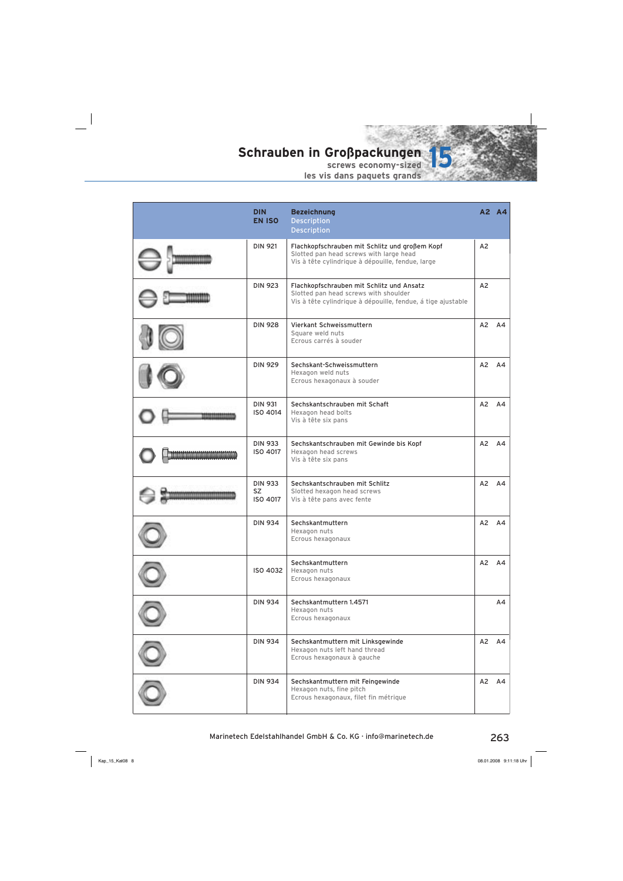# Schrauben in Großpackungen 15

screws economy-sized
les vis dans paquets grands

| | DIN EN ISO | Bezeichnung Description Description | A2 | A4 |
|---|---|---|---|---|
| | DIN 921 | Flachkopfschrauben mit Schlitz und großem Kopf<br>Slotted pan head screws with large head<br>Vis à tête cylindrique à dépouille, fendue, large | A2 | |
| | DIN 923 | Flachkopfschrauben mit Schlitz und Ansatz<br>Slotted pan head screws with shoulder<br>Vis à tête cylindrique à dépouille, fendue, á tige ajustable | A2 | |
| | DIN 928 | Vierkant Schweissmuttern<br>Square weld nuts<br>Ecrous carrés à souder | A2 | A4 |
| | DIN 929 | Sechskant-Schweissmuttern<br>Hexagon weld nuts<br>Ecrous hexagonaux à souder | A2 | A4 |
| | DIN 931<br>ISO 4014 | Sechskantschrauben mit Schaft<br>Hexagon head bolts<br>Vis à tête six pans | A2 | A4 |
| | DIN 933<br>ISO 4017 | Sechskantschrauben mit Gewinde bis Kopf<br>Hexagon head screws<br>Vis à tête six pans | A2 | A4 |
| | DIN 933<br>SZ<br>ISO 4017 | Sechskantschrauben mit Schlitz<br>Slotted hexagon head screws<br>Vis à tête pans avec fente | A2 | A4 |
| | DIN 934 | Sechskantmuttern<br>Hexagon nuts<br>Ecrous hexagonaux | A2 | A4 |
| | ISO 4032 | Sechskantmuttern<br>Hexagon nuts<br>Ecrous hexagonaux | A2 | A4 |
| | DIN 934 | Sechskantmuttern 1.4571<br>Hexagon nuts<br>Ecrous hexagonaux | | A4 |
| | DIN 934 | Sechskantmuttern mit Linksgewinde<br>Hexagon nuts left hand thread<br>Ecrous hexagonaux à gauche | A2 | A4 |
| | DIN 934 | Sechskantmuttern mit Feingewinde<br>Hexagon nuts, fine pitch<br>Ecrous hexagonaux, filet fin métrique | A2 | A4 |

Marinetech Edelstahlhandel GmbH & Co. KG · info@marinetech.de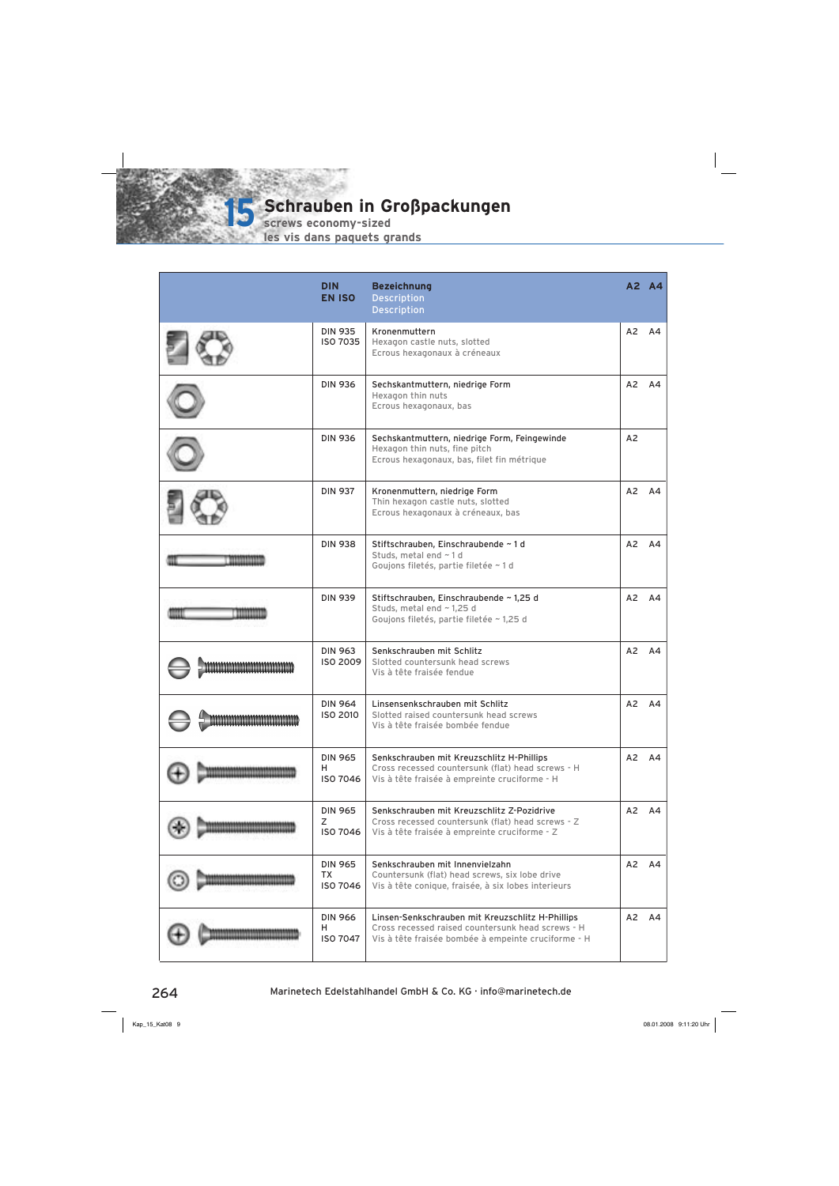# 15 Schrauben in Großpackungen

screws economy-sized

les vis dans paquets grands

| | DIN<br>EN ISO | Bezeichnung<br>Description<br>Description | A2 | A4 |
|---|---|---|---|---|
| | DIN 935<br>ISO 7035 | Kronenmuttern<br>Hexagon castle nuts, slotted<br>Ecrous hexagonaux à créneaux | A2 | A4 |
| | DIN 936 | Sechskantmuttern, niedrige Form<br>Hexagon thin nuts<br>Ecrous hexagonaux, bas | A2 | A4 |
| | DIN 936 | Sechskantmuttern, niedrige Form, Feingewinde<br>Hexagon thin nuts, fine pitch<br>Ecrous hexagonaux, bas, filet fin métrique | A2 | |
| | DIN 937 | Kronenmuttern, niedrige Form<br>Thin hexagon castle nuts, slotted<br>Ecrous hexagonaux à créneaux, bas | A2 | A4 |
| | DIN 938 | Stiftschrauben, Einschraubende ~ 1 d<br>Studs, metal end ~ 1 d<br>Goujons filetés, partie filetée ~ 1 d | A2 | A4 |
| | DIN 939 | Stiftschrauben, Einschraubende ~ 1,25 d<br>Studs, metal end ~ 1,25 d<br>Goujons filetés, partie filetée ~ 1,25 d | A2 | A4 |
| | DIN 963<br>ISO 2009 | Senkschrauben mit Schlitz<br>Slotted countersunk head screws<br>Vis à tête fraisée fendue | A2 | A4 |
| | DIN 964<br>ISO 2010 | Linsensenkschrauben mit Schlitz<br>Slotted raised countersunk head screws<br>Vis à tête fraisée bombée fendue | A2 | A4 |
| | DIN 965<br>H<br>ISO 7046 | Senkschrauben mit Kreuzschlitz H-Phillips<br>Cross recessed countersunk (flat) head screws - H<br>Vis à tête fraisée à empreinte cruciforme - H | A2 | A4 |
| | DIN 965<br>Z<br>ISO 7046 | Senkschrauben mit Kreuzschlitz Z-Pozidrive<br>Cross recessed countersunk (flat) head screws - Z<br>Vis à tête fraisée à empreinte cruciforme - Z | A2 | A4 |
| | DIN 965<br>TX<br>ISO 7046 | Senkschrauben mit Innenvielzahn<br>Countersunk (flat) head screws, six lobe drive<br>Vis à tête conique, fraisée, à six lobes interieurs | A2 | A4 |
| | DIN 966<br>H<br>ISO 7047 | Linsen-Senkschrauben mit Kreuzschlitz H-Phillips<br>Cross recessed raised countersunk head screws - H<br>Vis à tête fraisée bombée à empeinte cruciforme - H | A2 | A4 |

Marinetech Edelstahlhandel GmbH & Co. KG · info@marinetech.de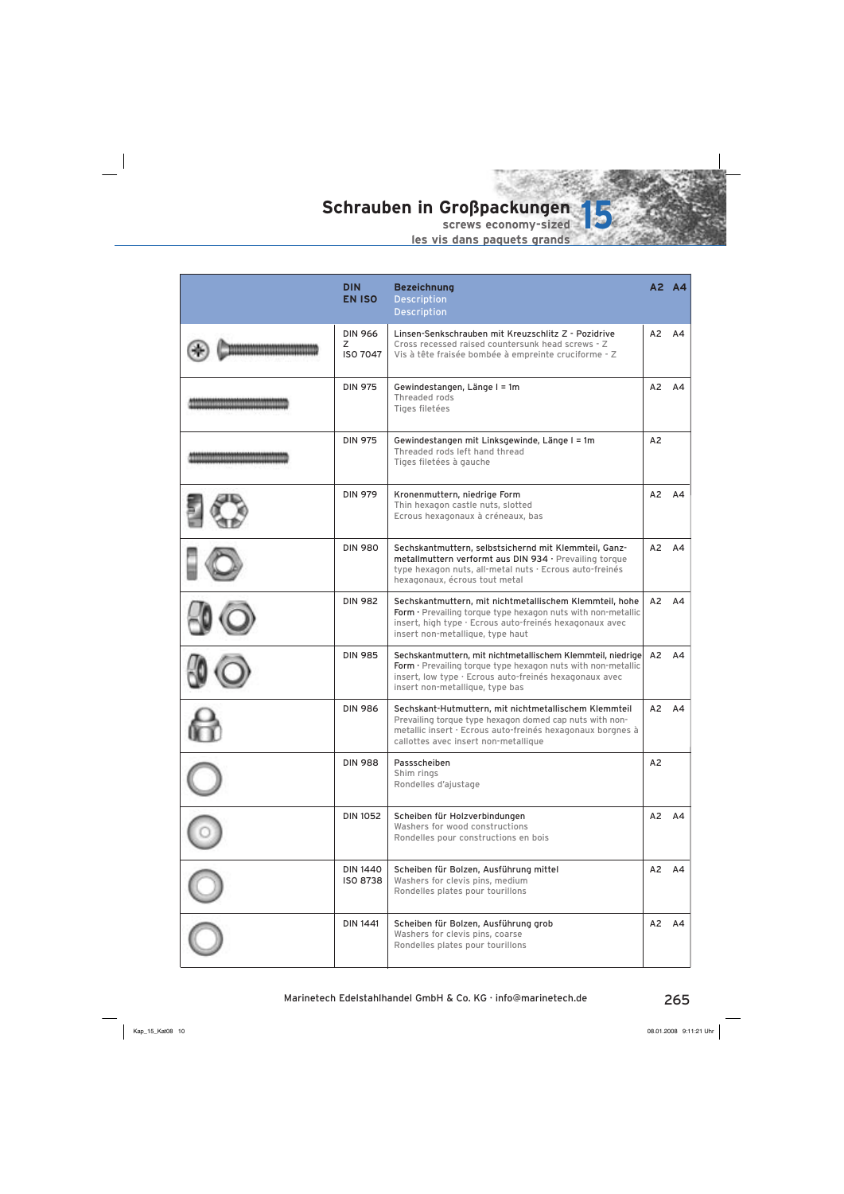# Schrauben in Großpackungen 15

**screws economy-sized**

**les vis dans paquets grands**

| | DIN EN ISO | Bezeichnung / Description / Description | A2 | A4 |
|---|---|---|---|---|
| | DIN 966 Z ISO 7047 | Linsen-Senkschrauben mit Kreuzschlitz Z - Pozidrive<br>Cross recessed raised countersunk head screws - Z<br>Vis à tête fraisée bombée à empreinte cruciforme - Z | A2 | A4 |
| | DIN 975 | Gewindestangen, Länge l = 1m<br>Threaded rods<br>Tiges filetées | A2 | A4 |
| | DIN 975 | Gewindestangen mit Linksgewinde, Länge l = 1m<br>Threaded rods left hand thread<br>Tiges filetées à gauche | A2 | |
| | DIN 979 | Kronenmuttern, niedrige Form<br>Thin hexagon castle nuts, slotted<br>Ecrous hexagonaux à créneaux, bas | A2 | A4 |
| | DIN 980 | Sechskantmuttern, selbstsichernd mit Klemmteil, Ganzmetallmuttern verformt aus DIN 934 · Prevailing torque type hexagon nuts, all-metal nuts · Ecrous auto-freinés hexagonaux, écrous tout metal | A2 | A4 |
| | DIN 982 | Sechskantmuttern, mit nichtmetallischem Klemmteil, hohe Form · Prevailing torque type hexagon nuts with non-metallic insert, high type · Ecrous auto-freinés hexagonaux avec insert non-metallique, type haut | A2 | A4 |
| | DIN 985 | Sechskantmuttern, mit nichtmetallischem Klemmteil, niedrige Form · Prevailing torque type hexagon nuts with non-metallic insert, low type · Ecrous auto-freinés hexagonaux avec insert non-metallique, type bas | A2 | A4 |
| | DIN 986 | Sechskant-Hutmuttern, mit nichtmetallischem Klemmteil<br>Prevailing torque type hexagon domed cap nuts with non-metallic insert · Ecrous auto-freinés hexagonaux borgnes à callottes avec insert non-metallique | A2 | A4 |
| | DIN 988 | Passscheiben<br>Shim rings<br>Rondelles d'ajustage | A2 | |
| | DIN 1052 | Scheiben für Holzverbindungen<br>Washers for wood constructions<br>Rondelles pour constructions en bois | A2 | A4 |
| | DIN 1440 ISO 8738 | Scheiben für Bolzen, Ausführung mittel<br>Washers for clevis pins, medium<br>Rondelles plates pour tourillons | A2 | A4 |
| | DIN 1441 | Scheiben für Bolzen, Ausführung grob<br>Washers for clevis pins, coarse<br>Rondelles plates pour tourillons | A2 | A4 |

Marinetech Edelstahlhandel GmbH & Co. KG · info@marinetech.de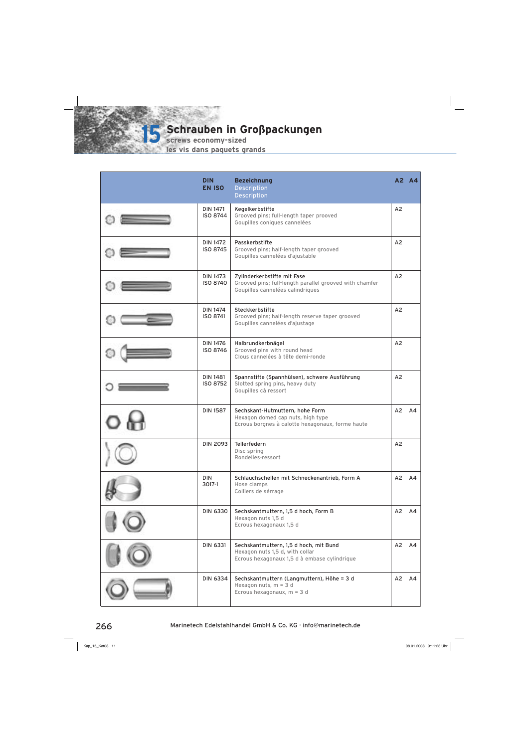# 15 Schrauben in Großpackungen

screws economy-sized

les vis dans paquets grands

| | DIN<br>EN ISO | Bezeichnung<br>Description<br>Description | A2 | A4 |
|---|---|---|---|---|
| | DIN 1471<br>ISO 8744 | Kegelkerbstifte<br>Grooved pins; full-length taper prooved<br>Goupilles coniques cannelées | A2 | |
| | DIN 1472<br>ISO 8745 | Passkerbstifte<br>Grooved pins; half-length taper grooved<br>Goupilles cannelées d'ajustable | A2 | |
| | DIN 1473<br>ISO 8740 | Zylinderkerbstifte mit Fase<br>Grooved pins; full-length parallel grooved with chamfer<br>Goupilles cannelées calindriques | A2 | |
| | DIN 1474<br>ISO 8741 | Steckkerbstifte<br>Grooved pins; half-length reserve taper grooved<br>Goupilles cannelées d'ajustage | A2 | |
| | DIN 1476<br>ISO 8746 | Halbrundkerbnägel<br>Grooved pins with round head<br>Clous cannelées à tête demi-ronde | A2 | |
| | DIN 1481<br>ISO 8752 | Spannstifte (Spannhülsen), schwere Ausführung<br>Slotted spring pins, heavy duty<br>Goupilles cà ressort | A2 | |
| | DIN 1587 | Sechskant-Hutmuttern, hohe Form<br>Hexagon domed cap nuts, high type<br>Ecrous borgnes à calotte hexagonaux, forme haute | A2 | A4 |
| | DIN 2093 | Tellerfedern<br>Disc spring<br>Rondelles-ressort | A2 | |
| | DIN 3017-1 | Schlauchschellen mit Schneckenantrieb, Form A<br>Hose clamps<br>Colliers de sérrage | A2 | A4 |
| | DIN 6330 | Sechskantmuttern, 1,5 d hoch, Form B<br>Hexagon nuts 1,5 d<br>Ecrous hexagonaux 1,5 d | A2 | A4 |
| | DIN 6331 | Sechskantmuttern, 1,5 d hoch, mit Bund<br>Hexagon nuts 1,5 d, with collar<br>Ecrous hexagonaux 1,5 d à embase cylindrique | A2 | A4 |
| | DIN 6334 | Sechskantmuttern (Langmuttern), Höhe = 3 d<br>Hexagon nuts, m = 3 d<br>Ecrous hexagonaux, m = 3 d | A2 | A4 |

Marinetech Edelstahlhandel GmbH & Co. KG · info@marinetech.de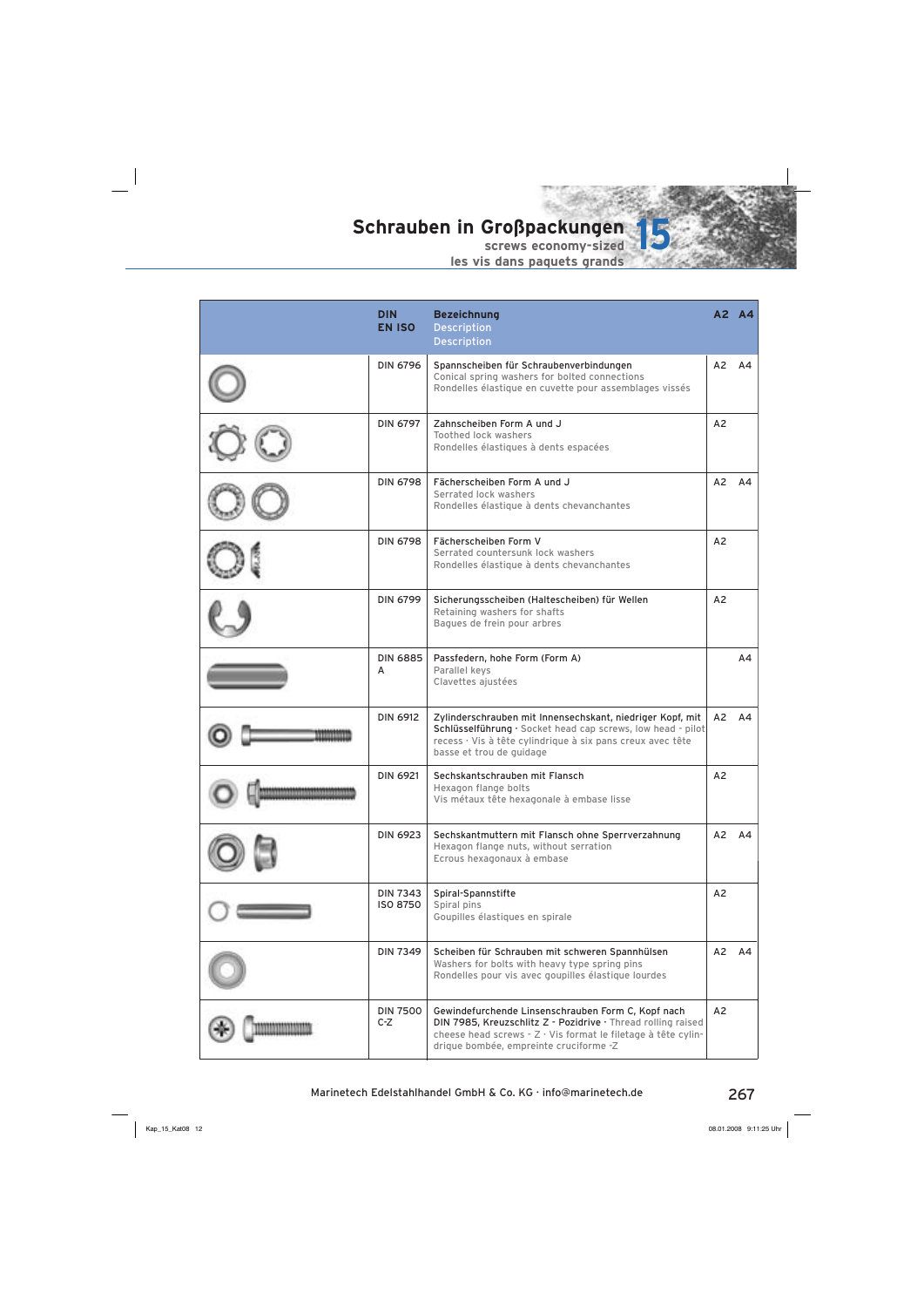# Schrauben in Großpackungen 15

screws economy-sized
les vis dans paquets grands

| | DIN EN ISO | Bezeichnung / Description / Description | A2 | A4 |
|---|---|---|---|---|
| | DIN 6796 | Spannscheiben für Schraubenverbindungen<br>Conical spring washers for bolted connections<br>Rondelles élastique en cuvette pour assemblages vissés | A2 | A4 |
| | DIN 6797 | Zahnscheiben Form A und J<br>Toothed lock washers<br>Rondelles élastiques à dents espacées | A2 | |
| | DIN 6798 | Fächerscheiben Form A und J<br>Serrated lock washers<br>Rondelles élastique à dents chevanchantes | A2 | A4 |
| | DIN 6798 | Fächerscheiben Form V<br>Serrated countersunk lock washers<br>Rondelles élastique à dents chevanchantes | A2 | |
| | DIN 6799 | Sicherungsscheiben (Haltescheiben) für Wellen<br>Retaining washers for shafts<br>Bagues de frein pour arbres | A2 | |
| | DIN 6885 A | Passfedern, hohe Form (Form A)<br>Parallel keys<br>Clavettes ajustées | | A4 |
| | DIN 6912 | Zylinderschrauben mit Innensechskant, niedriger Kopf, mit Schlüsselführung · Socket head cap screws, low head - pilot recess · Vis à tête cylindrique à six pans creux avec tête basse et trou de guidage | A2 | A4 |
| | DIN 6921 | Sechskantschrauben mit Flansch<br>Hexagon flange bolts<br>Vis métaux tête hexagonale à embase lisse | A2 | |
| | DIN 6923 | Sechskantmuttern mit Flansch ohne Sperrverzahnung<br>Hexagon flange nuts, without serration<br>Ecrous hexagonaux à embase | A2 | A4 |
| | DIN 7343 ISO 8750 | Spiral-Spannstifte<br>Spiral pins<br>Goupilles élastiques en spirale | A2 | |
| | DIN 7349 | Scheiben für Schrauben mit schweren Spannhülsen<br>Washers for bolts with heavy type spring pins<br>Rondelles pour vis avec goupilles élastique lourdes | A2 | A4 |
| | DIN 7500 C-Z | Gewindefurchende Linsenschrauben Form C, Kopf nach DIN 7985, Kreuzschlitz Z - Pozidrive · Thread rolling raised cheese head screws - Z · Vis format le filetage à tête cylindrique bombée, empreinte cruciforme -Z | A2 | |

Marinetech Edelstahlhandel GmbH & Co. KG · info@marinetech.de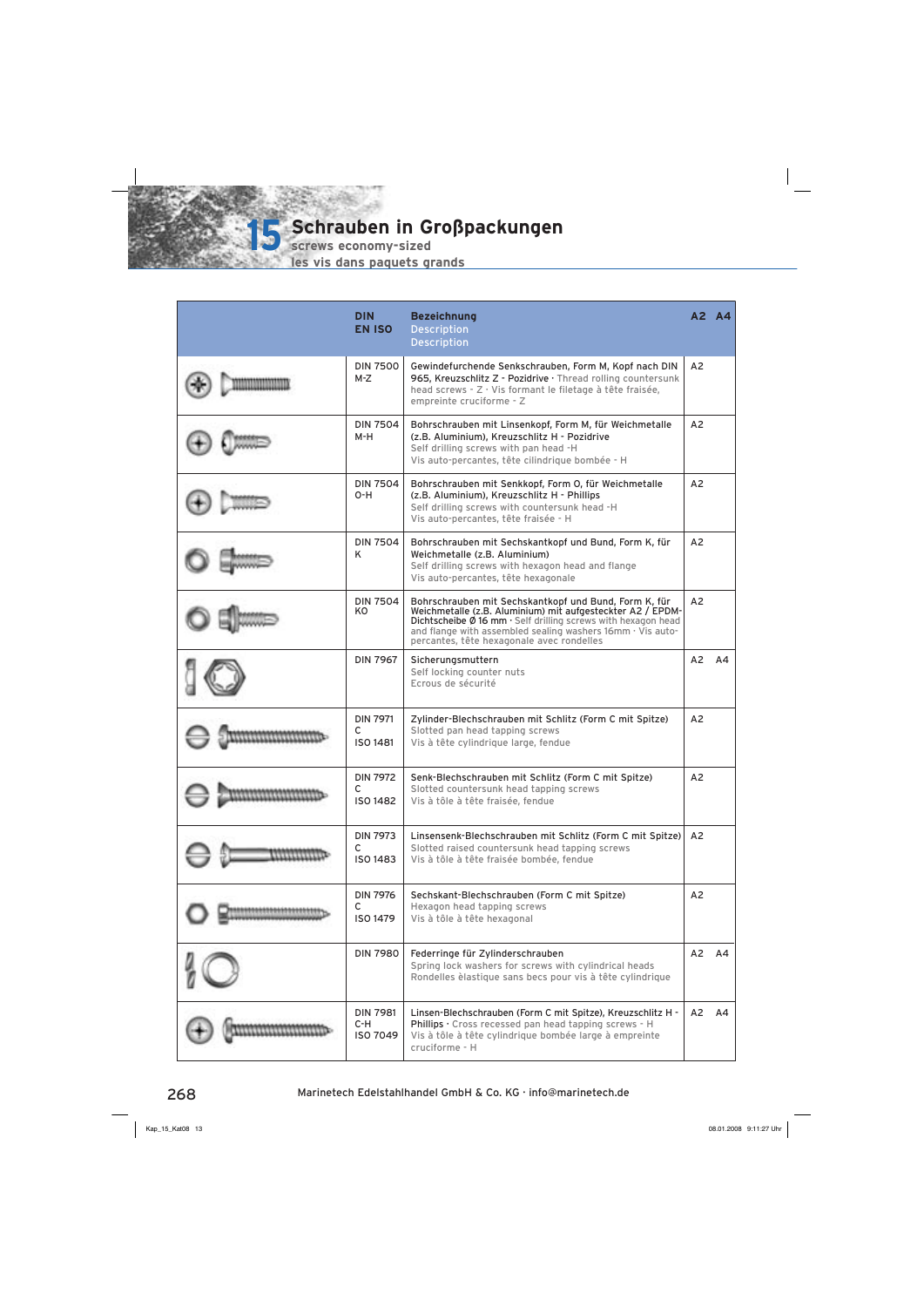# 15 Schrauben in Großpackungen

screws economy-sized

les vis dans paquets grands

| | DIN EN ISO | Bezeichnung Description Description | A2 | A4 |
|---|---|---|---|---|
| | DIN 7500 M-Z | Gewindefurchende Senkschrauben, Form M, Kopf nach DIN 965, Kreuzschlitz Z - Pozidrive · Thread rolling countersunk head screws - Z · Vis formant le filetage à tête fraisée, empreinte cruciforme - Z | A2 | |
| | DIN 7504 M-H | Bohrschrauben mit Linsenkopf, Form M, für Weichmetalle (z.B. Aluminium), Kreuzschlitz H - Pozidrive<br>Self drilling screws with pan head -H<br>Vis auto-percantes, tête cilindrique bombée - H | A2 | |
| | DIN 7504 O-H | Bohrschrauben mit Senkkopf, Form O, für Weichmetalle (z.B. Aluminium), Kreuzschlitz H - Phillips<br>Self drilling screws with countersunk head -H<br>Vis auto-percantes, tête fraisée - H | A2 | |
| | DIN 7504 K | Bohrschrauben mit Sechskantkopf und Bund, Form K, für Weichmetalle (z.B. Aluminium)<br>Self drilling screws with hexagon head and flange<br>Vis auto-percantes, tête hexagonale | A2 | |
| | DIN 7504 KO | Bohrschrauben mit Sechskantkopf und Bund, Form K, für Weichmetalle (z.B. Aluminium) mit aufgesteckter A2 / EPDM-Dichtscheibe Ø 16 mm · Self drilling screws with hexagon head and flange with assembled sealing washers 16mm · Vis auto-percantes, tête hexagonale avec rondelles | A2 | |
| | DIN 7967 | Sicherungsmuttern<br>Self locking counter nuts<br>Ecrous de sécurité | A2 | A4 |
| | DIN 7971 C ISO 1481 | Zylinder-Blechschrauben mit Schlitz (Form C mit Spitze)<br>Slotted pan head tapping screws<br>Vis à tête cylindrique large, fendue | A2 | |
| | DIN 7972 C ISO 1482 | Senk-Blechschrauben mit Schlitz (Form C mit Spitze)<br>Slotted countersunk head tapping screws<br>Vis à tôle à tête fraisée, fendue | A2 | |
| | DIN 7973 C ISO 1483 | Linsensenk-Blechschrauben mit Schlitz (Form C mit Spitze)<br>Slotted raised countersunk head tapping screws<br>Vis à tôle à tête fraisée bombée, fendue | A2 | |
| | DIN 7976 C ISO 1479 | Sechskant-Blechschrauben (Form C mit Spitze)<br>Hexagon head tapping screws<br>Vis à tôle à tête hexagonal | A2 | |
| | DIN 7980 | Federringe für Zylinderschrauben<br>Spring lock washers for screws with cylindrical heads<br>Rondelles èlastique sans becs pour vis à tête cylindrique | A2 | A4 |
| | DIN 7981 C-H ISO 7049 | Linsen-Blechschrauben (Form C mit Spitze), Kreuzschlitz H - Phillips · Cross recessed pan head tapping screws - H<br>Vis à tôle à tête cylindrique bombée large à empreinte cruciforme - H | A2 | A4 |

Marinetech Edelstahlhandel GmbH & Co. KG · info@marinetech.de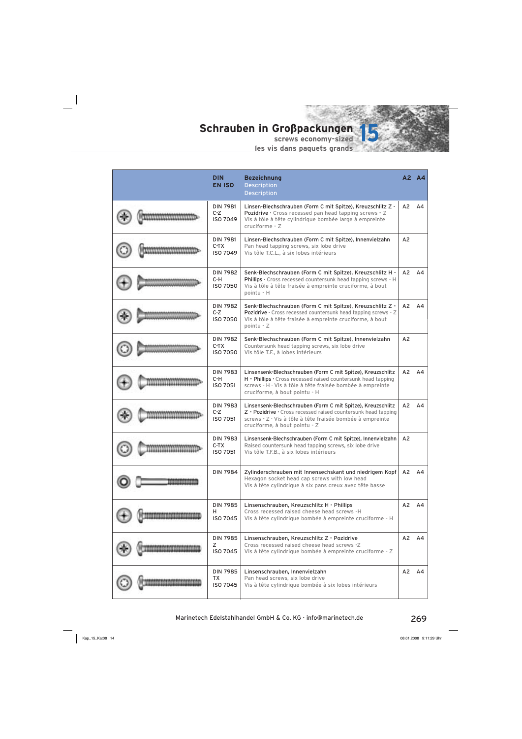# Schrauben in Großpackungen 15

screws economy-sized

les vis dans paquets grands

| | DIN<br>EN ISO | Bezeichnung<br>Description<br>Description | A2 | A4 |
|---|---|---|---|---|
| | DIN 7981<br>C-Z<br>ISO 7049 | Linsen-Blechschrauben (Form C mit Spitze), Kreuzschlitz Z - Pozidrive · Cross recessed pan head tapping screws - Z<br>Vis à tôle à tête cylindrique bombée large à empreinte cruciforme - Z | A2 | A4 |
| | DIN 7981<br>C-TX<br>ISO 7049 | Linsen-Blechschrauben (Form C mit Spitze), Innenvielzahn<br>Pan head tapping screws, six lobe drive<br>Vis tôle T.C.L., à six lobes intérieurs | A2 | |
| | DIN 7982<br>C-H<br>ISO 7050 | Senk-Blechschrauben (Form C mit Spitze), Kreuzschlitz H - Phillips · Cross recessed countersunk head tapping screws - H<br>Vis à tôle à tête fraisée à empreinte cruciforme, à bout pointu - H | A2 | A4 |
| | DIN 7982<br>C-Z<br>ISO 7050 | Senk-Blechschrauben (Form C mit Spitze), Kreuzschlitz Z - Pozidrive · Cross recessed countersunk head tapping screws - Z<br>Vis à tôle à tête fraisée à empreinte cruciforme, à bout pointu - Z | A2 | A4 |
| | DIN 7982<br>C-TX<br>ISO 7050 | Senk-Blechschrauben (Form C mit Spitze), Innenvielzahn<br>Countersunk head tapping screws, six lobe drive<br>Vis tôle T.F., à lobes intérieurs | A2 | |
| | DIN 7983<br>C-H<br>ISO 7051 | Linsensenk-Blechschrauben (Form C mit Spitze), Kreuzschlitz H - Phillips · Cross recessed raised countersunk head tapping screws - H · Vis à tôle à tête fraisée bombée à empreinte cruciforme, à bout pointu - H | A2 | A4 |
| | DIN 7983<br>C-Z<br>ISO 7051 | Linsensenk-Blechschrauben (Form C mit Spitze), Kreuzschlitz Z - Pozidrive · Cross recessed raised countersunk head tapping screws - Z · Vis à tôle à tête fraisée bombée à empreinte cruciforme, à bout pointu - Z | A2 | A4 |
| | DIN 7983<br>C-TX<br>ISO 7051 | Linsensenk-Blechschrauben (Form C mit Spitze), Innenvielzahn<br>Raised countersunk head tapping screws, six lobe drive<br>Vis tôle T.F.B., à six lobes intérieurs | A2 | |
| | DIN 7984 | Zylinderschrauben mit Innensechskant und niedrigem Kopf<br>Hexagon socket head cap screws with low head<br>Vis à tête cylindrique à six pans creux avec tête basse | A2 | A4 |
| | DIN 7985<br>H<br>ISO 7045 | Linsenschrauben, Kreuzschlitz H - Phillips<br>Cross recessed raised cheese head screws -H<br>Vis à tête cylindrique bombée à empreinte cruciforme - H | A2 | A4 |
| | DIN 7985<br>Z<br>ISO 7045 | Linsenschrauben, Kreuzschlitz Z - Pozidrive<br>Cross recessed raised cheese head screws -Z<br>Vis à tête cylindrique bombée à empreinte cruciforme - Z | A2 | A4 |
| | DIN 7985<br>TX<br>ISO 7045 | Linsenschrauben, Innenvielzahn<br>Pan head screws, six lobe drive<br>Vis à tête cylindrique bombée à six lobes intérieurs | A2 | A4 |

Marinetech Edelstahlhandel GmbH & Co. KG · info@marinetech.de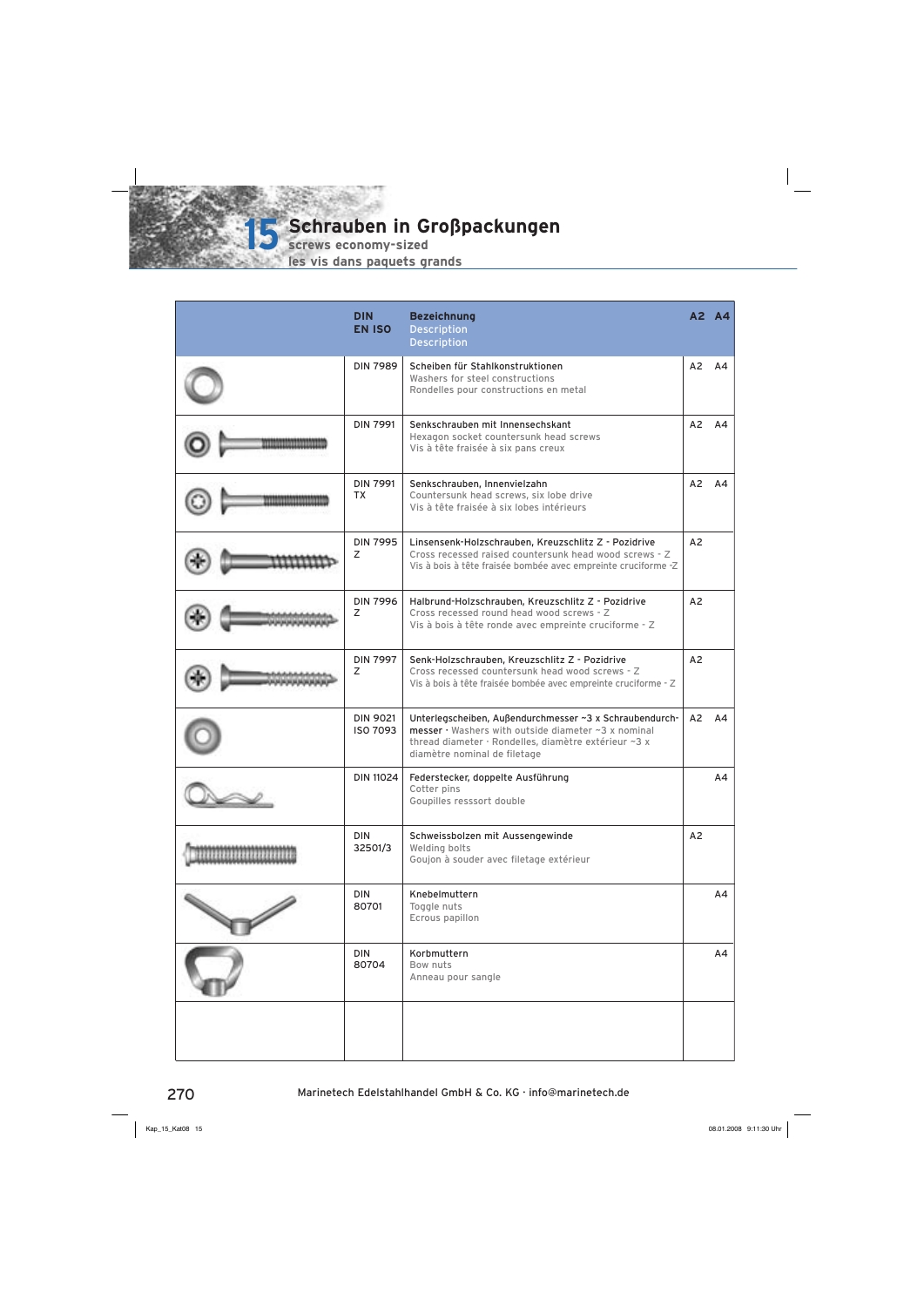# 15 Schrauben in Großpackungen

screws economy-sized

les vis dans paquets grands

| | DIN EN ISO | Bezeichnung / Description / Description | A2 | A4 |
|---|---|---|---|---|
| | DIN 7989 | Scheiben für Stahlkonstruktionen<br>Washers for steel constructions<br>Rondelles pour constructions en metal | A2 | A4 |
| | DIN 7991 | Senkschrauben mit Innensechskant<br>Hexagon socket countersunk head screws<br>Vis à tête fraisée à six pans creux | A2 | A4 |
| | DIN 7991 TX | Senkschrauben, Innenvielzahn<br>Countersunk head screws, six lobe drive<br>Vis à tête fraisée à six lobes intérieurs | A2 | A4 |
| | DIN 7995 Z | Linsensenk-Holzschrauben, Kreuzschlitz Z - Pozidrive<br>Cross recessed raised countersunk head wood screws - Z<br>Vis à bois à tête fraisée bombée avec empreinte cruciforme -Z | A2 | |
| | DIN 7996 Z | Halbrund-Holzschrauben, Kreuzschlitz Z - Pozidrive<br>Cross recessed round head wood screws - Z<br>Vis à bois à tête ronde avec empreinte cruciforme - Z | A2 | |
| | DIN 7997 Z | Senk-Holzschrauben, Kreuzschlitz Z - Pozidrive<br>Cross recessed countersunk head wood screws - Z<br>Vis à bois à tête fraisée bombée avec empreinte cruciforme - Z | A2 | |
| | DIN 9021 ISO 7093 | Unterlegscheiben, Außendurchmesser ~3 x Schraubendurchmesser · Washers with outside diameter ~3 x nominal thread diameter · Rondelles, diamètre extérieur ~3 x diamètre nominal de filetage | A2 | A4 |
| | DIN 11024 | Federstecker, doppelte Ausführung<br>Cotter pins<br>Goupilles resssort double | | A4 |
| | DIN 32501/3 | Schweissbolzen mit Aussengewinde<br>Welding bolts<br>Goujon à souder avec filetage extérieur | A2 | |
| | DIN 80701 | Knebelmuttern<br>Toggle nuts<br>Ecrous papillon | | A4 |
| | DIN 80704 | Korbmuttern<br>Bow nuts<br>Anneau pour sangle | | A4 |
| | | | | |

Marinetech Edelstahlhandel GmbH & Co. KG · info@marinetech.de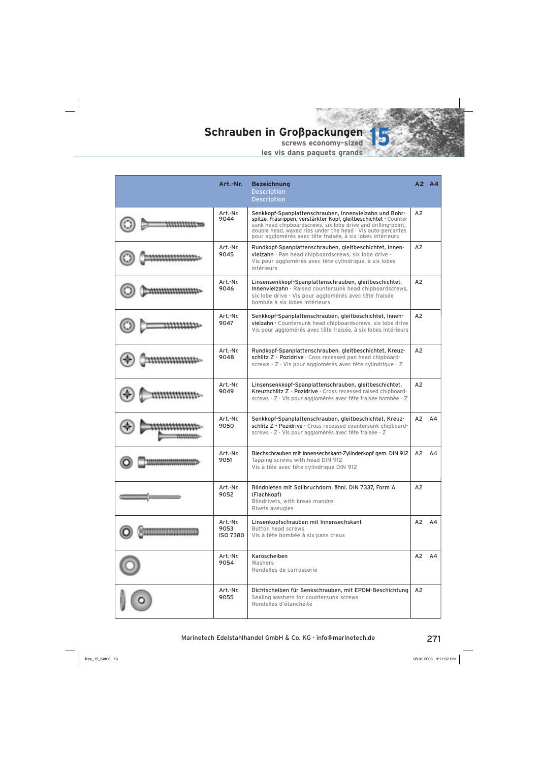# Schrauben in Großpackungen 15

screws economy-sized

les vis dans paquets grands

| | Art.-Nr. | Bezeichnung<br>Description<br>Description | A2 | A4 |
|---|---|---|---|---|
| | Art.-Nr. 9044 | Senkkopf-Spanplattenschrauben, Innenvielzahn und Bohrspitze, Fräsrippen, verstärkter Kopf, gleitbeschichtet · Counter sunk head chipboardscrews, six lobe drive and drilling-point, double head, waxed ribs under the head · Vis auto-percantes pour agglomérés avec tête fraisée, à six lobes intérieurs | A2 | |
| | Art.-Nr. 9045 | Rundkopf-Spanplattenschrauben, gleitbeschichtet, Innenvielzahn · Pan head chipboardscrews, six lobe drive · Vis pour agglomérés avec tête cylindrique, à six lobes intérieurs | A2 | |
| | Art.-Nr. 9046 | Linsensenkkopf-Spanplattenschrauben, gleitbeschichtet, Innenvielzahn · Raised countersunk head chipboardscrews, six lobe drive · Vis pour agglomérés avec tête fraisée bombée à six lobes intérieurs | A2 | |
| | Art.-Nr. 9047 | Senkkopf-Spanplattenschrauben, gleitbeschichtet, Innenvielzahn · Countersunk head chipboardscrews, six lobe drive Vis pour agglomérés avec tête fraisée, à six lobes intérieurs | A2 | |
| | Art.-Nr. 9048 | Rundkopf-Spanplattenschrauben, gleitbeschichtet, Kreuzschlitz Z - Pozidrive · Coss recessed pan head chipboardscrews - Z · Vis pour agglomérés avec tête cylindrique - Z | A2 | |
| | Art.-Nr. 9049 | Linsensenkkopf-Spanplattenschrauben, gleitbeschichtet, Kreuzschlitz Z - Pozidrive · Cross recessed raised chipboardscrews - Z · Vis pour agglomérés avec tête fraisée bombée - Z | A2 | |
| | Art.-Nr. 9050 | Senkkopf-Spanplattenschrauben, gleitbeschichtet, Kreuzschlitz Z - Pozidrive · Cross recessed countersunk chipboardscrews - Z · Vis pour agglomérés avec tête fraisée - Z | A2 | A4 |
| | Art.-Nr. 9051 | Blechschrauben mit Innensechskant-Zylinderkopf gem. DIN 912<br>Tapping screws with head DIN 912<br>Vis à tôle avec tête cylindrique DIN 912 | A2 | A4 |
| | Art.-Nr. 9052 | Blindnieten mit Sollbruchdorn, ähnl. DIN 7337, Form A (Flachkopf)<br>Blindrivets, with break mandrel<br>Rivets aveugles | A2 | |
| | Art.-Nr. 9053 ISO 7380 | Linsenkopfschrauben mit Innensechskant<br>Button head screws<br>Vis à tête bombée à six pans creux | A2 | A4 |
| | Art.-Nr. 9054 | Karoscheiben<br>Washers<br>Rondelles de carrosserie | A2 | A4 |
| | Art.-Nr. 9055 | Dichtscheiben für Senkschrauben, mit EPDM-Beschichtung<br>Sealing washers for countersunk screws<br>Rondelles d'étanchéité | A2 | |

Marinetech Edelstahlhandel GmbH & Co. KG · info@marinetech.de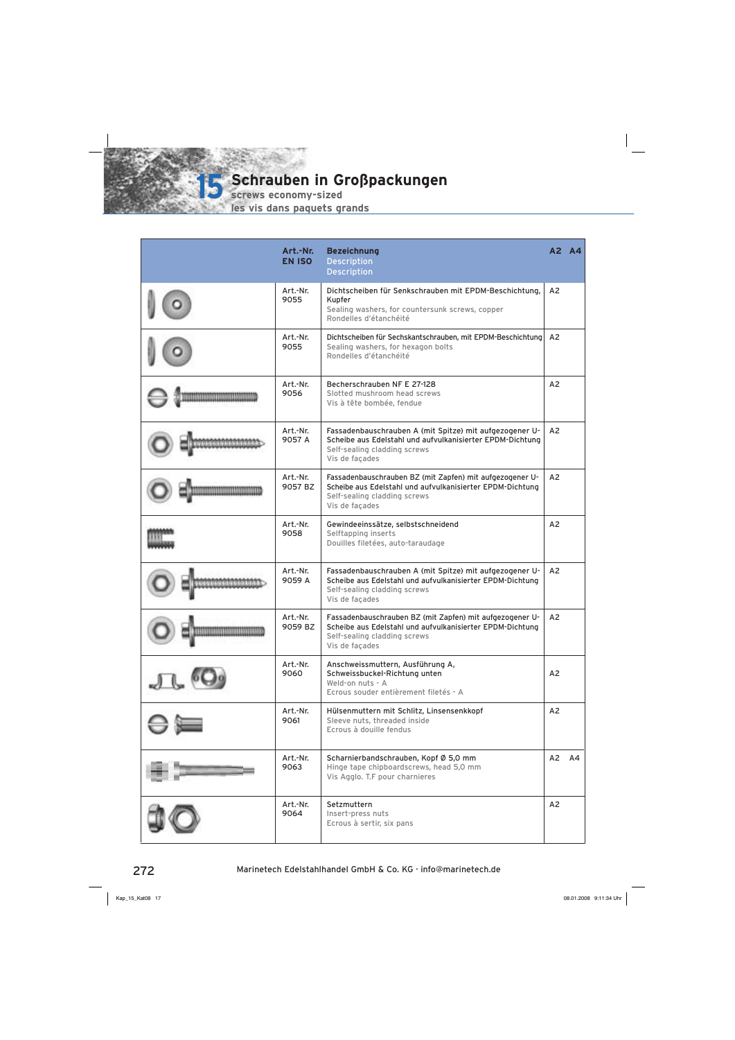# 15 Schrauben in Großpackungen

screws economy-sized

les vis dans paquets grands

| | Art.-Nr. EN ISO | Bezeichnung Description Description | A2 | A4 |
|---|---|---|---|---|
| | Art.-Nr. 9055 | Dichtscheiben für Senkschrauben mit EPDM-Beschichtung, Kupfer<br>Sealing washers, for countersunk screws, copper<br>Rondelles d'étanchéité | A2 | |
| | Art.-Nr. 9055 | Dichtscheiben für Sechskantschrauben, mit EPDM-Beschichtung<br>Sealing washers, for hexagon bolts<br>Rondelles d'étanchéité | A2 | |
| | Art.-Nr. 9056 | Becherschrauben NF E 27-128<br>Slotted mushroom head screws<br>Vis à tête bombée, fendue | A2 | |
| | Art.-Nr. 9057 A | Fassadenbauschrauben A (mit Spitze) mit aufgezogener U-Scheibe aus Edelstahl und aufvulkanisierter EPDM-Dichtung<br>Self-sealing cladding screws<br>Vis de façades | A2 | |
| | Art.-Nr. 9057 BZ | Fassadenbauschrauben BZ (mit Zapfen) mit aufgezogener U-Scheibe aus Edelstahl und aufvulkanisierter EPDM-Dichtung<br>Self-sealing cladding screws<br>Vis de façades | A2 | |
| | Art.-Nr. 9058 | Gewindeeinssätze, selbstschneidend<br>Selftapping inserts<br>Douilles filetées, auto-taraudage | A2 | |
| | Art.-Nr. 9059 A | Fassadenbauschrauben A (mit Spitze) mit aufgezogener U-Scheibe aus Edelstahl und aufvulkanisierter EPDM-Dichtung<br>Self-sealing cladding screws<br>Vis de façades | A2 | |
| | Art.-Nr. 9059 BZ | Fassadenbauschrauben BZ (mit Zapfen) mit aufgezogener U-Scheibe aus Edelstahl und aufvulkanisierter EPDM-Dichtung<br>Self-sealing cladding screws<br>Vis de façades | A2 | |
| | Art.-Nr. 9060 | Anschweissmuttern, Ausführung A, Schweissbuckel-Richtung unten<br>Weld-on nuts - A<br>Ecrous souder entièrement filetés - A | A2 | |
| | Art.-Nr. 9061 | Hülsenmuttern mit Schlitz, Linsensenkkopf<br>Sleeve nuts, threaded inside<br>Ecrous à douille fendus | A2 | |
| | Art.-Nr. 9063 | Scharnierbandschrauben, Kopf Ø 5,0 mm<br>Hinge tape chipboardscrews, head 5,0 mm<br>Vis Agglo. T.F pour charnieres | A2 | A4 |
| | Art.-Nr. 9064 | Setzmuttern<br>Insert-press nuts<br>Ecrous à sertir, six pans | A2 | |

Marinetech Edelstahlhandel GmbH & Co. KG · info@marinetech.de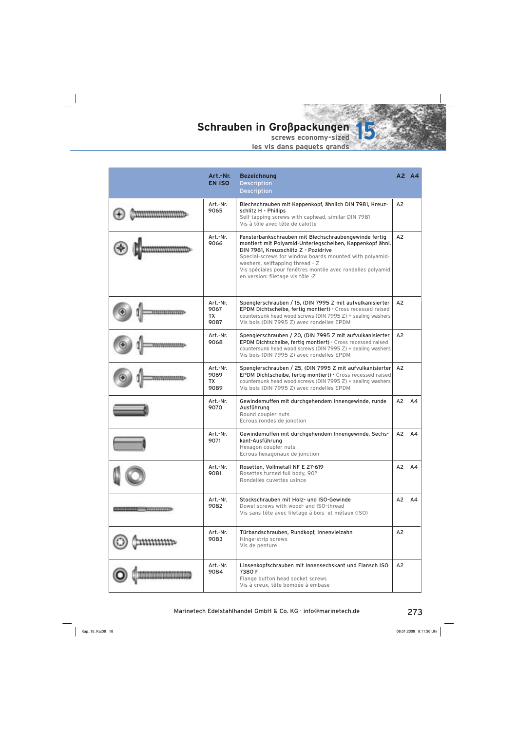# Schrauben in Großpackungen 15

screws economy-sized

les vis dans paquets grands

| | Art.-Nr. EN ISO | Bezeichnung / Description / Description | A2 | A4 |
|---|---|---|---|---|
| | Art.-Nr. 9065 | Blechschrauben mit Kappenkopf, ähnlich DIN 7981, Kreuzschlitz H - Phillips<br>Self tapping screws with caphead, similar DIN 7981<br>Vis à tôle avec tête de calotte | A2 | |
| | Art.-Nr. 9066 | Fensterbankschrauben mit Blechschraubengewinde fertig montiert mit Polyamid-Unterlegscheiben, Kappenkopf ähnl. DIN 7981, Kreuzschlitz Z - Pozidrive<br>Special-screws for window boards mounted with polyamid-washers, selftapping thread - Z<br>Vis spéciales pour fenêtres montée avec rondelles polyamid en version: filetage vis tôle -Z | A2 | |
| | Art.-Nr. 9067 TX 9087 | Spenglerschrauben / 15, (DIN 7995 Z mit aufvulkanisierter EPDM Dichtscheibe, fertig montiert) · Cross recessed raised countersunk head wood screws (DIN 7995 Z) + sealing washers<br>Vis bois (DIN 7995 Z) avec rondelles EPDM | A2 | |
| | Art.-Nr. 9068 | Spenglerschrauben / 20, (DIN 7995 Z mit aufvulkanisierter EPDM Dichtscheibe, fertig montiert) · Cross recessed raised countersunk head wood screws (DIN 7995 Z) + sealing washers<br>Vis bois (DIN 7995 Z) avec rondelles EPDM | A2 | |
| | Art.-Nr. 9069 TX 9089 | Spenglerschrauben / 25, (DIN 7995 Z mit aufvulkanisierter EPDM Dichtscheibe, fertig montiert) · Cross recessed raised countersunk head wood screws (DIN 7995 Z) + sealing washers<br>Vis bois (DIN 7995 Z) avec rondelles EPDM | A2 | |
| | Art.-Nr. 9070 | Gewindemuffen mit durchgehendem Innengewinde, runde Ausführung<br>Round coupler nuts<br>Ecrous rondes de jonction | A2 | A4 |
| | Art.-Nr. 9071 | Gewindemuffen mit durchgehendem Innengewinde, Sechskant-Ausführung<br>Hexagon coupler nuts<br>Ecrous hexagonaux de jonction | A2 | A4 |
| | Art.-Nr. 9081 | Rosetten, Vollmetall NF E 27-619<br>Rosettes turned full body, 90°<br>Rondelles cuvettes usince | A2 | A4 |
| | Art.-Nr. 9082 | Stockschrauben mit Holz- und ISO-Gewinde<br>Dowel screws with wood- and ISO-thread<br>Vis sans tête avec filetage à bois et métaux (ISO) | A2 | A4 |
| | Art.-Nr. 9083 | Türbandschrauben, Rundkopf, Innenvielzahn<br>Hinge-strip screws<br>Vis de penture | A2 | |
| | Art.-Nr. 9084 | Linsenkopfschrauben mit Innensechskant und Flansch ISO 7380 F<br>Flange button head socket screws<br>Vis à creux, tête bombée à embase | A2 | |

Marinetech Edelstahlhandel GmbH & Co. KG · info@marinetech.de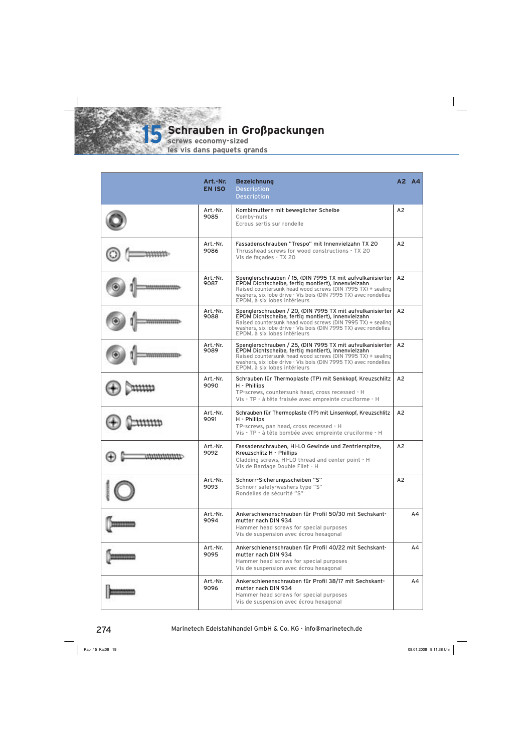# 15 Schrauben in Großpackungen

**screws economy-sized**

**les vis dans paquets grands**

| | Art.-Nr. EN ISO | Bezeichnung Description Description | A2 | A4 |
|---|---|---|---|---|
| | Art.-Nr. 9085 | Kombimuttern mit beweglicher Scheibe<br>Comby-nuts<br>Ecrous sertis sur rondelle | A2 | |
| | Art.-Nr. 9086 | Fassadenschrauben "Trespo" mit Innenvielzahn TX 20<br>Thrusshead screws for wood constructions - TX 20<br>Vis de façades - TX 20 | A2 | |
| | Art.-Nr. 9087 | Spenglerschrauben / 15, (DIN 7995 TX mit aufvulkanisierter EPDM Dichtscheibe, fertig montiert), Innenvielzahn<br>Raised countersunk head wood screws (DIN 7995 TX) + sealing washers, six lobe drive · Vis bois (DIN 7995 TX) avec rondelles EPDM, à six lobes intérieurs | A2 | |
| | Art.-Nr. 9088 | Spenglerschrauben / 20, (DIN 7995 TX mit aufvulkanisierter EPDM Dichtscheibe, fertig montiert), Innenvielzahn<br>Raised countersunk head wood screws (DIN 7995 TX) + sealing washers, six lobe drive · Vis bois (DIN 7995 TX) avec rondelles EPDM, à six lobes intérieurs | A2 | |
| | Art.-Nr. 9089 | Spenglerschrauben / 25, (DIN 7995 TX mit aufvulkanisierter EPDM Dichtscheibe, fertig montiert), Innenvielzahn<br>Raised countersunk head wood screws (DIN 7995 TX) + sealing washers, six lobe drive · Vis bois (DIN 7995 TX) avec rondelles EPDM, à six lobes intérieurs | A2 | |
| | Art.-Nr. 9090 | Schrauben für Thermoplaste (TP) mit Senkkopf, Kreuzschlitz H - Phillips<br>TP-screws, countersunk head, cross recessed - H<br>Vis - TP - à tête fraisée avec empreinte cruciforme - H | A2 | |
| | Art.-Nr. 9091 | Schrauben für Thermoplaste (TP) mit Linsenkopf, Kreuzschlitz H - Phillips<br>TP-screws, pan head, cross recessed - H<br>Vis - TP - à tête bombée avec empreinte cruciforme - H | A2 | |
| | Art.-Nr. 9092 | Fassadenschrauben, HI-LO Gewinde und Zentrierspitze, Kreuzschlitz H - Phillips<br>Cladding screws, HI-LO thread and center point - H<br>Vis de Bardage Double Filet - H | A2 | |
| | Art.-Nr. 9093 | Schnorr-Sicherungsscheiben "S"<br>Schnorr safety-washers type "S"<br>Rondelles de sécurité "S" | A2 | |
| | Art.-Nr. 9094 | Ankerschienenschrauben für Profil 50/30 mit Sechskant-mutter nach DIN 934<br>Hammer head screws for special purposes<br>Vis de suspension avec écrou hexagonal | | A4 |
| | Art.-Nr. 9095 | Ankerschienenschrauben für Profil 40/22 mit Sechskant-mutter nach DIN 934<br>Hammer head screws for special purposes<br>Vis de suspension avec écrou hexagonal | | A4 |
| | Art.-Nr. 9096 | Ankerschienenschrauben für Profil 38/17 mit Sechskant-mutter nach DIN 934<br>Hammer head screws for special purposes<br>Vis de suspension avec écrou hexagonal | | A4 |

Marinetech Edelstahlhandel GmbH & Co. KG · info@marinetech.de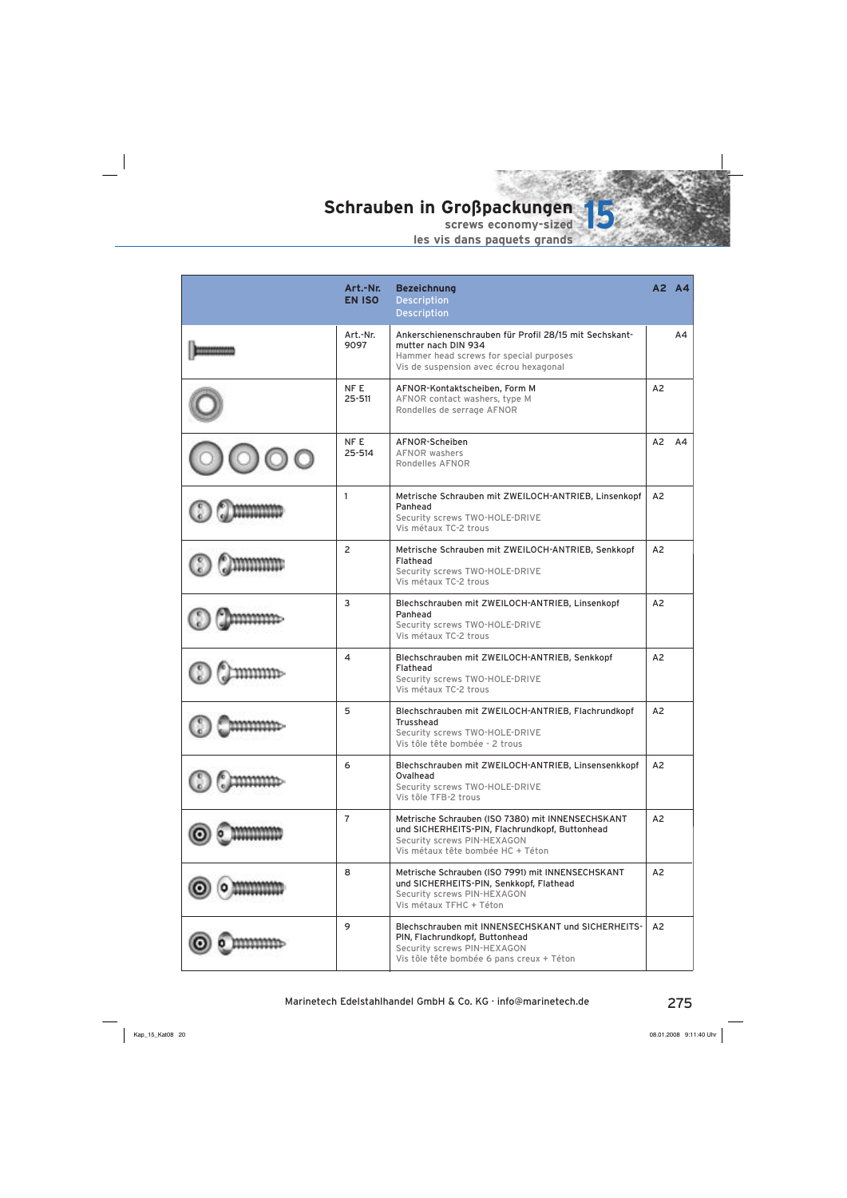# Schrauben in Großpackungen 15

screws economy-sized

les vis dans paquets grands

| | Art.-Nr. EN ISO | Bezeichnung<br>Description<br>Description | A2 | A4 |
|---|---|---|---|---|
| | Art.-Nr. 9097 | Ankerschienenschrauben für Profil 28/15 mit Sechskantmutter nach DIN 934<br>Hammer head screws for special purposes<br>Vis de suspension avec écrou hexagonal | | A4 |
| | NF E 25-511 | AFNOR-Kontaktscheiben, Form M<br>AFNOR contact washers, type M<br>Rondelles de serrage AFNOR | A2 | |
| | NF E 25-514 | AFNOR-Scheiben<br>AFNOR washers<br>Rondelles AFNOR | A2 | A4 |
| | 1 | Metrische Schrauben mit ZWEILOCH-ANTRIEB, Linsenkopf Panhead<br>Security screws TWO-HOLE-DRIVE<br>Vis métaux TC-2 trous | A2 | |
| | 2 | Metrische Schrauben mit ZWEILOCH-ANTRIEB, Senkkopf Flathead<br>Security screws TWO-HOLE-DRIVE<br>Vis métaux TC-2 trous | A2 | |
| | 3 | Blechschrauben mit ZWEILOCH-ANTRIEB, Linsenkopf Panhead<br>Security screws TWO-HOLE-DRIVE<br>Vis métaux TC-2 trous | A2 | |
| | 4 | Blechschrauben mit ZWEILOCH-ANTRIEB, Senkkopf Flathead<br>Security screws TWO-HOLE-DRIVE<br>Vis métaux TC-2 trous | A2 | |
| | 5 | Blechschrauben mit ZWEILOCH-ANTRIEB, Flachrundkopf Trusshead<br>Security screws TWO-HOLE-DRIVE<br>Vis tôle tête bombée - 2 trous | A2 | |
| | 6 | Blechschrauben mit ZWEILOCH-ANTRIEB, Linsensenkkopf Ovalhead<br>Security screws TWO-HOLE-DRIVE<br>Vis tôle TFB-2 trous | A2 | |
| | 7 | Metrische Schrauben (ISO 7380) mit INNENSECHSKANT und SICHERHEITS-PIN, Flachrundkopf, Buttonhead<br>Security screws PIN-HEXAGON<br>Vis métaux tête bombée HC + Téton | A2 | |
| | 8 | Metrische Schrauben (ISO 7991) mit INNENSECHSKANT und SICHERHEITS-PIN, Senkkopf, Flathead<br>Security screws PIN-HEXAGON<br>Vis métaux TFHC + Téton | A2 | |
| | 9 | Blechschrauben mit INNENSECHSKANT und SICHERHEITS-PIN, Flachrundkopf, Buttonhead<br>Security screws PIN-HEXAGON<br>Vis tôle tête bombée 6 pans creux + Téton | A2 | |

Marinetech Edelstahlhandel GmbH & Co. KG · info@marinetech.de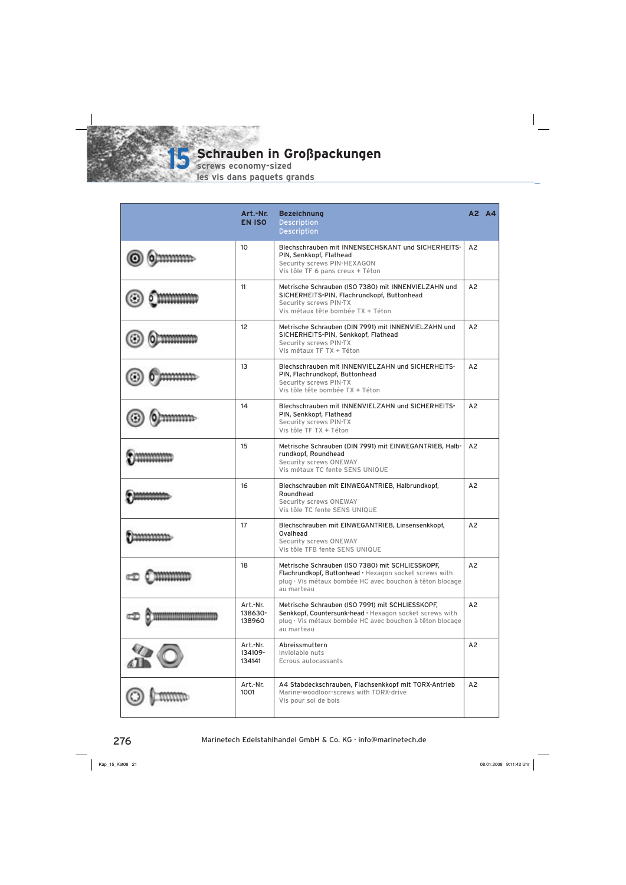# 15 Schrauben in Großpackungen

screws economy-sized

les vis dans paquets grands

| | Art.-Nr. EN ISO | Bezeichnung Description Description | A2 | A4 |
|---|---|---|---|---|
| | 10 | Blechschrauben mit INNENSECHSKANT und SICHERHEITS-PIN, Senkkopf, Flathead<br>Security screws PIN-HEXAGON<br>Vis tôle TF 6 pans creux + Téton | A2 | |
| | 11 | Metrische Schrauben (ISO 7380) mit INNENVIELZAHN und SICHERHEITS-PIN, Flachrundkopf, Buttonhead<br>Security screws PIN-TX<br>Vis métaux tête bombée TX + Téton | A2 | |
| | 12 | Metrische Schrauben (DIN 7991) mit INNENVIELZAHN und SICHERHEITS-PIN, Senkkopf, Flathead<br>Security screws PIN-TX<br>Vis métaux TF TX + Téton | A2 | |
| | 13 | Blechschrauben mit INNENVIELZAHN und SICHERHEITS-PIN, Flachrundkopf, Buttonhead<br>Security screws PIN-TX<br>Vis tôle tête bombée TX + Téton | A2 | |
| | 14 | Blechschrauben mit INNENVIELZAHN und SICHERHEITS-PIN, Senkkopf, Flathead<br>Security screws PIN-TX<br>Vis tôle TF TX + Téton | A2 | |
| | 15 | Metrische Schrauben (DIN 7991) mit EINWEGANTRIEB, Halbrundkopf, Roundhead<br>Security screws ONEWAY<br>Vis métaux TC fente SENS UNIQUE | A2 | |
| | 16 | Blechschrauben mit EINWEGANTRIEB, Halbrundkopf, Roundhead<br>Security screws ONEWAY<br>Vis tôle TC fente SENS UNIQUE | A2 | |
| | 17 | Blechschrauben mit EINWEGANTRIEB, Linsensenkkopf, Ovalhead<br>Security screws ONEWAY<br>Vis tôle TFB fente SENS UNIQUE | A2 | |
| | 18 | Metrische Schrauben (ISO 7380) mit SCHLIESSKOPF, Flachrundkopf, Buttonhead · Hexagon socket screws with plug · Vis métaux bombée HC avec bouchon à têton blocage au marteau | A2 | |
| | Art.-Nr. 138630-138960 | Metrische Schrauben (ISO 7991) mit SCHLIESSKOPF, Senkkopf, Countersunk-head · Hexagon socket screws with plug · Vis métaux bombée HC avec bouchon à têton blocage au marteau | A2 | |
| | Art.-Nr. 134109-134141 | Abreissmuttern<br>Inviolable nuts<br>Ecrous autocassants | A2 | |
| | Art.-Nr. 1001 | A4 Stabdeckschrauben, Flachsenkkopf mit TORX-Antrieb<br>Marine-woodloor-screws with TORX-drive<br>Vis pour sol de bois | A2 | |

Marinetech Edelstahlhandel GmbH & Co. KG · info@marinetech.de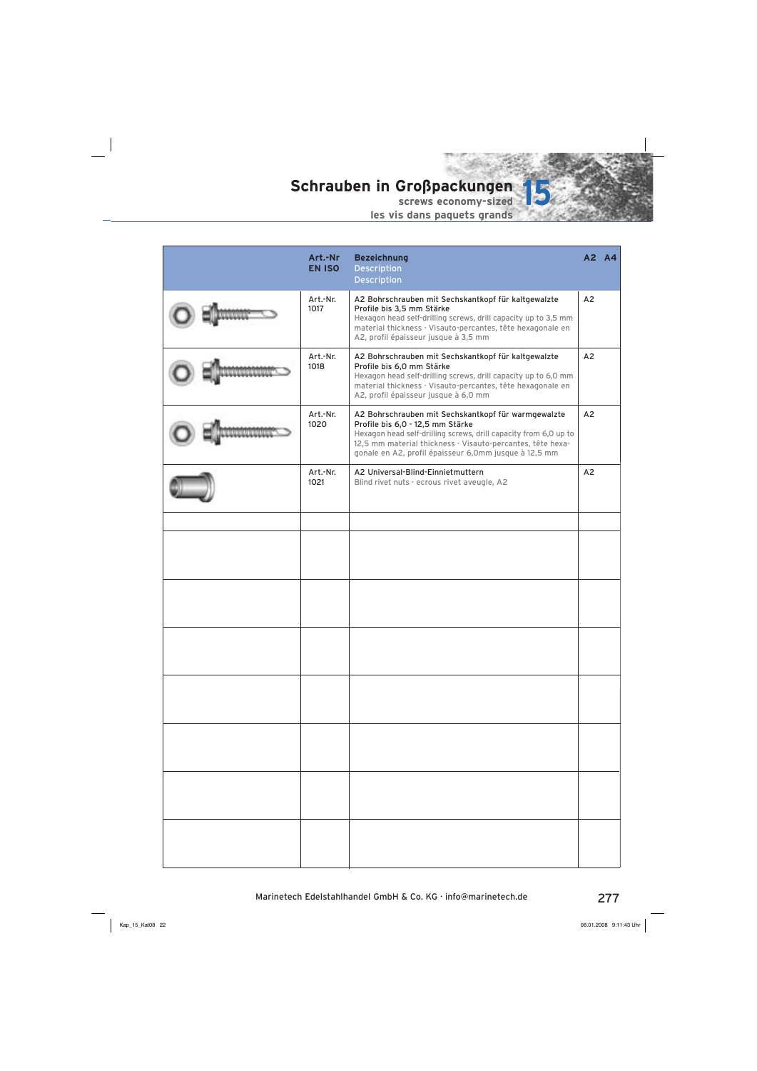# Schrauben in Großpackungen 15

**screws economy-sized**

**les vis dans paquets grands**

| | Art.-Nr EN ISO | Bezeichnung / Description / Description | A2 A4 |
|---|---|---|---|
| | Art.-Nr. 1017 | A2 Bohrschrauben mit Sechskantkopf für kaltgewalzte Profile bis 3,5 mm Stärke<br>Hexagon head self-drilling screws, drill capacity up to 3,5 mm material thickness · Visauto-percantes, tête hexagonale en A2, profil épaisseur jusque à 3,5 mm | A2 |
| | Art.-Nr. 1018 | A2 Bohrschrauben mit Sechskantkopf für kaltgewalzte Profile bis 6,0 mm Stärke<br>Hexagon head self-drilling screws, drill capacity up to 6,0 mm material thickness · Visauto-percantes, tête hexagonale en A2, profil épaisseur jusque à 6,0 mm | A2 |
| | Art.-Nr. 1020 | A2 Bohrschrauben mit Sechskantkopf für warmgewalzte Profile bis 6,0 - 12,5 mm Stärke<br>Hexagon head self-drilling screws, drill capacity from 6,0 up to 12,5 mm material thickness · Visauto-percantes, tête hexagonale en A2, profil épaisseur 6,0mm jusque à 12,5 mm | A2 |
| | Art.-Nr. 1021 | A2 Universal-Blind-Einnietmuttern<br>Blind rivet nuts · ecrous rivet aveugle, A2 | A2 |

Marinetech Edelstahlhandel GmbH & Co. KG · info@marinetech.de